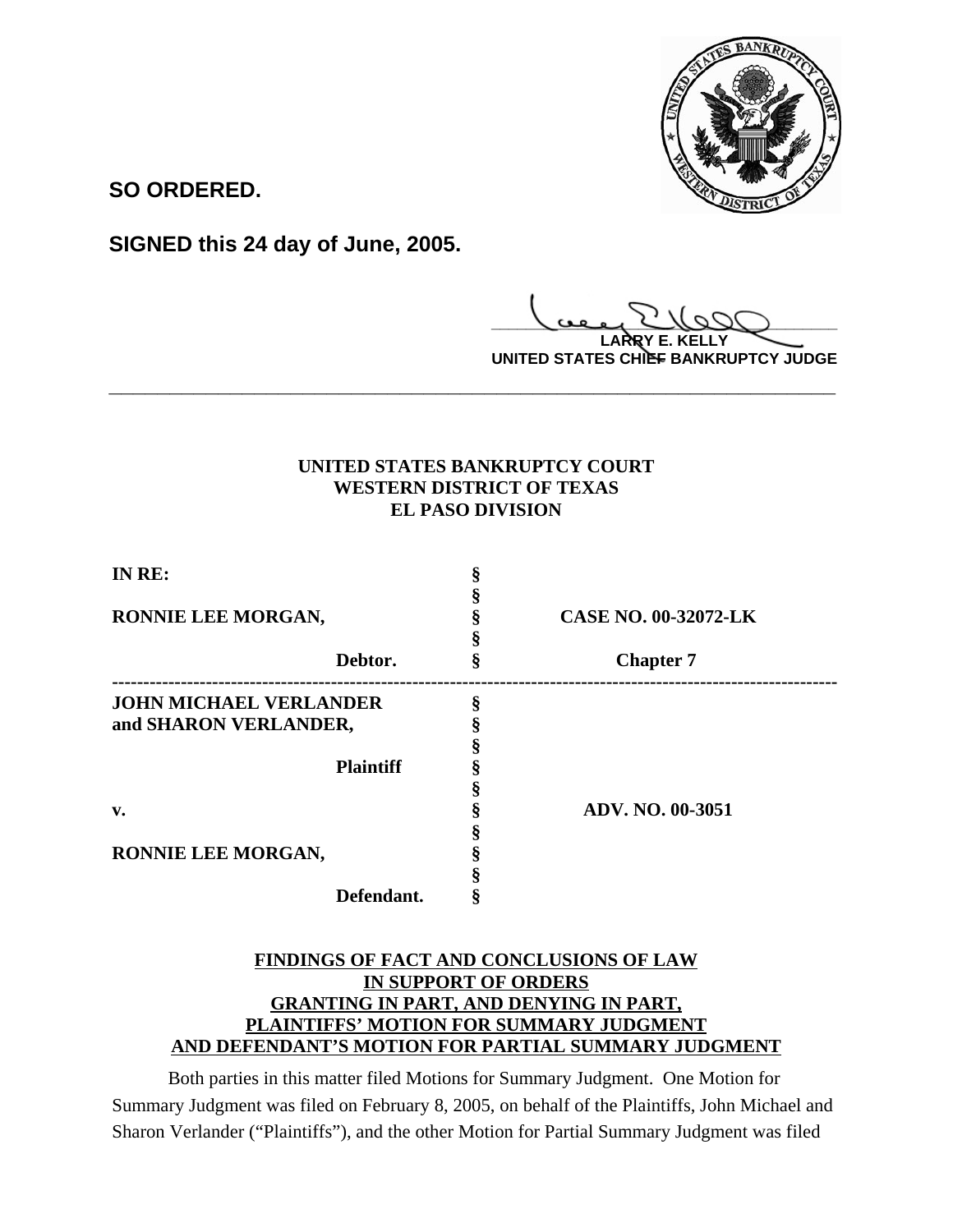**SO ORDERED.**

**SIGNED this 24 day of June, 2005.**

**LARRY E. KELLY**
**UNITED STATES CHIEF BANKRUPTCY JUDGE**

---

**UNITED STATES BANKRUPTCY COURT**
**WESTERN DISTRICT OF TEXAS**
**EL PASO DIVISION**

| | | |
|---|---|---|
| **IN RE:** | § | |
| | § | |
| **RONNIE LEE MORGAN,** | § | **CASE NO. 00-32072-LK** |
| | § | |
| **Debtor.** | § | **Chapter 7** |
| **JOHN MICHAEL VERLANDER** | § | |
| **and SHARON VERLANDER,** | § | |
| | § | |
| **Plaintiff** | § | |
| | § | |
| **v.** | § | **ADV. NO. 00-3051** |
| | § | |
| **RONNIE LEE MORGAN,** | § | |
| | § | |
| **Defendant.** | § | |

**FINDINGS OF FACT AND CONCLUSIONS OF LAW**
**IN SUPPORT OF ORDERS**
**GRANTING IN PART, AND DENYING IN PART,**
**PLAINTIFFS' MOTION FOR SUMMARY JUDGMENT**
**AND DEFENDANT'S MOTION FOR PARTIAL SUMMARY JUDGMENT**

Both parties in this matter filed Motions for Summary Judgment. One Motion for Summary Judgment was filed on February 8, 2005, on behalf of the Plaintiffs, John Michael and Sharon Verlander ("Plaintiffs"), and the other Motion for Partial Summary Judgment was filed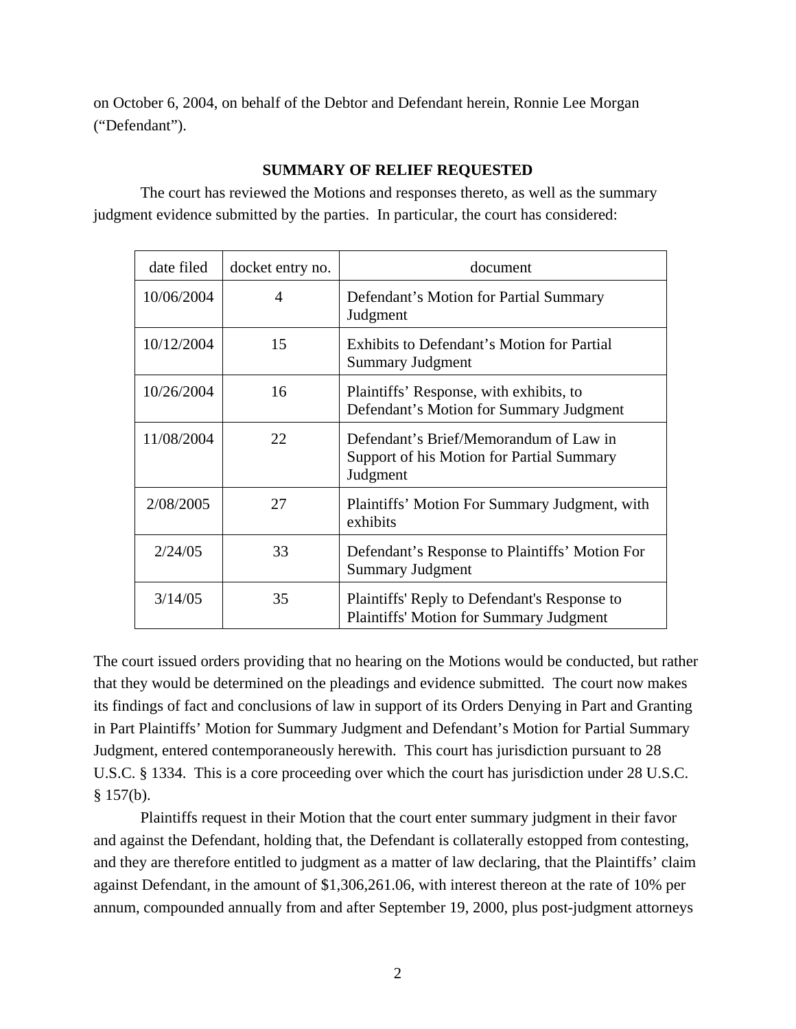on October 6, 2004, on behalf of the Debtor and Defendant herein, Ronnie Lee Morgan ("Defendant").

**SUMMARY OF RELIEF REQUESTED**

The court has reviewed the Motions and responses thereto, as well as the summary judgment evidence submitted by the parties. In particular, the court has considered:

| date filed | docket entry no. | document |
|---|---|---|
| 10/06/2004 | 4 | Defendant's Motion for Partial Summary Judgment |
| 10/12/2004 | 15 | Exhibits to Defendant's Motion for Partial Summary Judgment |
| 10/26/2004 | 16 | Plaintiffs' Response, with exhibits, to Defendant's Motion for Summary Judgment |
| 11/08/2004 | 22 | Defendant's Brief/Memorandum of Law in Support of his Motion for Partial Summary Judgment |
| 2/08/2005 | 27 | Plaintiffs' Motion For Summary Judgment, with exhibits |
| 2/24/05 | 33 | Defendant's Response to Plaintiffs' Motion For Summary Judgment |
| 3/14/05 | 35 | Plaintiffs' Reply to Defendant's Response to Plaintiffs' Motion for Summary Judgment |

The court issued orders providing that no hearing on the Motions would be conducted, but rather that they would be determined on the pleadings and evidence submitted. The court now makes its findings of fact and conclusions of law in support of its Orders Denying in Part and Granting in Part Plaintiffs' Motion for Summary Judgment and Defendant's Motion for Partial Summary Judgment, entered contemporaneously herewith. This court has jurisdiction pursuant to 28 U.S.C. § 1334. This is a core proceeding over which the court has jurisdiction under 28 U.S.C. § 157(b).

Plaintiffs request in their Motion that the court enter summary judgment in their favor and against the Defendant, holding that, the Defendant is collaterally estopped from contesting, and they are therefore entitled to judgment as a matter of law declaring, that the Plaintiffs' claim against Defendant, in the amount of $1,306,261.06, with interest thereon at the rate of 10% per annum, compounded annually from and after September 19, 2000, plus post-judgment attorneys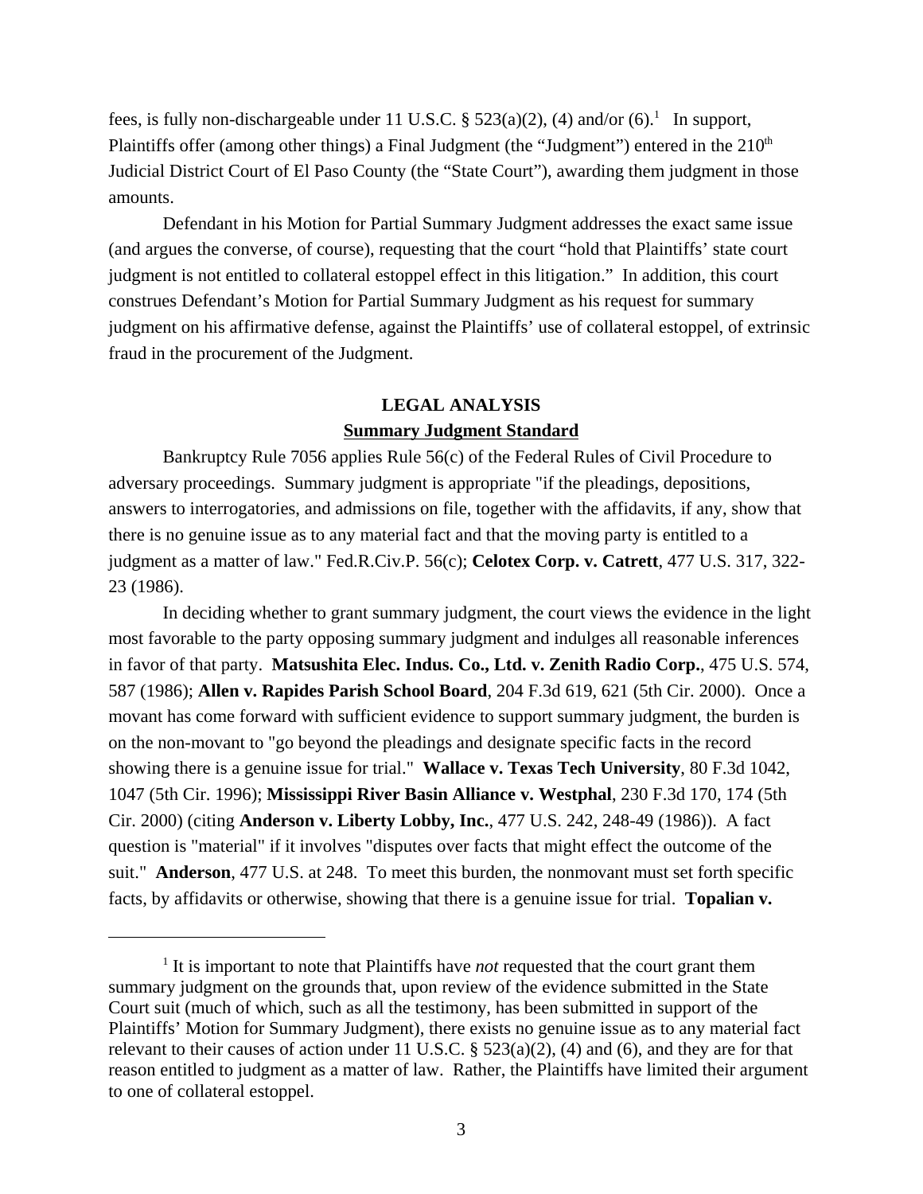fees, is fully non-dischargeable under 11 U.S.C. § 523(a)(2), (4) and/or (6).[1] In support, Plaintiffs offer (among other things) a Final Judgment (the "Judgment") entered in the 210th Judicial District Court of El Paso County (the "State Court"), awarding them judgment in those amounts.

Defendant in his Motion for Partial Summary Judgment addresses the exact same issue (and argues the converse, of course), requesting that the court "hold that Plaintiffs' state court judgment is not entitled to collateral estoppel effect in this litigation." In addition, this court construes Defendant's Motion for Partial Summary Judgment as his request for summary judgment on his affirmative defense, against the Plaintiffs' use of collateral estoppel, of extrinsic fraud in the procurement of the Judgment.

## LEGAL ANALYSIS

### Summary Judgment Standard

Bankruptcy Rule 7056 applies Rule 56(c) of the Federal Rules of Civil Procedure to adversary proceedings. Summary judgment is appropriate "if the pleadings, depositions, answers to interrogatories, and admissions on file, together with the affidavits, if any, show that there is no genuine issue as to any material fact and that the moving party is entitled to a judgment as a matter of law." Fed.R.Civ.P. 56(c); **Celotex Corp. v. Catrett**, 477 U.S. 317, 322-23 (1986).

In deciding whether to grant summary judgment, the court views the evidence in the light most favorable to the party opposing summary judgment and indulges all reasonable inferences in favor of that party. **Matsushita Elec. Indus. Co., Ltd. v. Zenith Radio Corp.**, 475 U.S. 574, 587 (1986); **Allen v. Rapides Parish School Board**, 204 F.3d 619, 621 (5th Cir. 2000). Once a movant has come forward with sufficient evidence to support summary judgment, the burden is on the non-movant to "go beyond the pleadings and designate specific facts in the record showing there is a genuine issue for trial." **Wallace v. Texas Tech University**, 80 F.3d 1042, 1047 (5th Cir. 1996); **Mississippi River Basin Alliance v. Westphal**, 230 F.3d 170, 174 (5th Cir. 2000) (citing **Anderson v. Liberty Lobby, Inc.**, 477 U.S. 242, 248-49 (1986)). A fact question is "material" if it involves "disputes over facts that might effect the outcome of the suit." **Anderson**, 477 U.S. at 248. To meet this burden, the nonmovant must set forth specific facts, by affidavits or otherwise, showing that there is a genuine issue for trial. **Topalian v.**

---

[1] It is important to note that Plaintiffs have *not* requested that the court grant them summary judgment on the grounds that, upon review of the evidence submitted in the State Court suit (much of which, such as all the testimony, has been submitted in support of the Plaintiffs' Motion for Summary Judgment), there exists no genuine issue as to any material fact relevant to their causes of action under 11 U.S.C. § 523(a)(2), (4) and (6), and they are for that reason entitled to judgment as a matter of law. Rather, the Plaintiffs have limited their argument to one of collateral estoppel.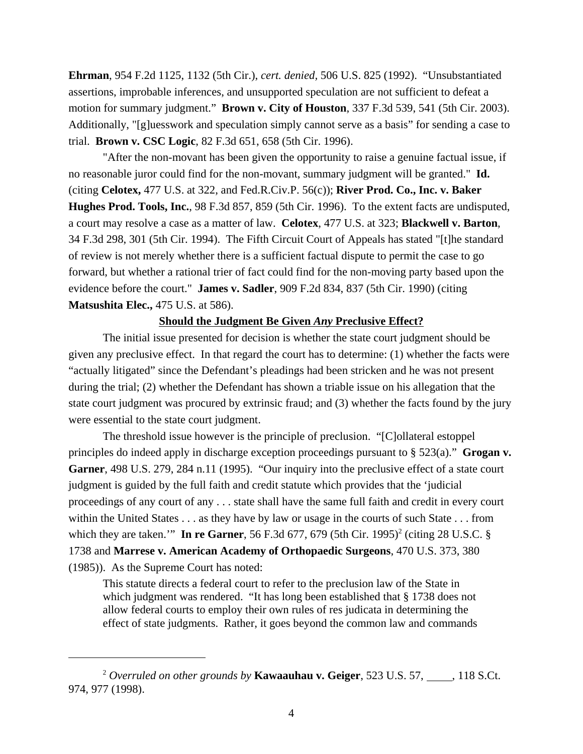**Ehrman**, 954 F.2d 1125, 1132 (5th Cir.), *cert. denied*, 506 U.S. 825 (1992). "Unsubstantiated assertions, improbable inferences, and unsupported speculation are not sufficient to defeat a motion for summary judgment." **Brown v. City of Houston**, 337 F.3d 539, 541 (5th Cir. 2003). Additionally, "[g]uesswork and speculation simply cannot serve as a basis" for sending a case to trial. **Brown v. CSC Logic**, 82 F.3d 651, 658 (5th Cir. 1996).

"After the non-movant has been given the opportunity to raise a genuine factual issue, if no reasonable juror could find for the non-movant, summary judgment will be granted." **Id.** (citing **Celotex,** 477 U.S. at 322, and Fed.R.Civ.P. 56(c)); **River Prod. Co., Inc. v. Baker Hughes Prod. Tools, Inc.**, 98 F.3d 857, 859 (5th Cir. 1996). To the extent facts are undisputed, a court may resolve a case as a matter of law. **Celotex**, 477 U.S. at 323; **Blackwell v. Barton**, 34 F.3d 298, 301 (5th Cir. 1994). The Fifth Circuit Court of Appeals has stated "[t]he standard of review is not merely whether there is a sufficient factual dispute to permit the case to go forward, but whether a rational trier of fact could find for the non-moving party based upon the evidence before the court." **James v. Sadler**, 909 F.2d 834, 837 (5th Cir. 1990) (citing **Matsushita Elec.,** 475 U.S. at 586).

## Should the Judgment Be Given *Any* Preclusive Effect?

The initial issue presented for decision is whether the state court judgment should be given any preclusive effect. In that regard the court has to determine: (1) whether the facts were "actually litigated" since the Defendant's pleadings had been stricken and he was not present during the trial; (2) whether the Defendant has shown a triable issue on his allegation that the state court judgment was procured by extrinsic fraud; and (3) whether the facts found by the jury were essential to the state court judgment.

The threshold issue however is the principle of preclusion. "[C]ollateral estoppel principles do indeed apply in discharge exception proceedings pursuant to § 523(a)." **Grogan v. Garner**, 498 U.S. 279, 284 n.11 (1995). "Our inquiry into the preclusive effect of a state court judgment is guided by the full faith and credit statute which provides that the 'judicial proceedings of any court of any . . . state shall have the same full faith and credit in every court within the United States . . . as they have by law or usage in the courts of such State . . . from which they are taken.'" **In re Garner**, 56 F.3d 677, 679 (5th Cir. 1995)[2] (citing 28 U.S.C. § 1738 and **Marrese v. American Academy of Orthopaedic Surgeons**, 470 U.S. 373, 380 (1985)). As the Supreme Court has noted:

> This statute directs a federal court to refer to the preclusion law of the State in which judgment was rendered. "It has long been established that § 1738 does not allow federal courts to employ their own rules of res judicata in determining the effect of state judgments. Rather, it goes beyond the common law and commands

---

[2] *Overruled on other grounds by* **Kawaauhau v. Geiger**, 523 U.S. 57, ____, 118 S.Ct. 974, 977 (1998).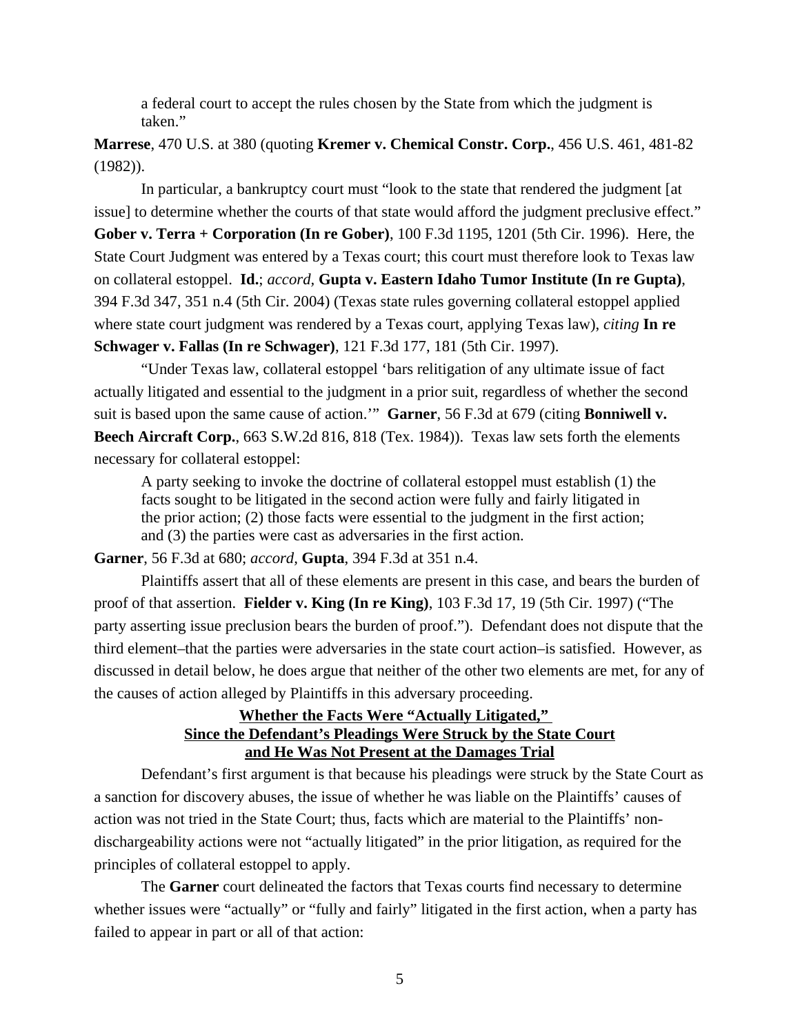> a federal court to accept the rules chosen by the State from which the judgment is taken."

**Marrese**, 470 U.S. at 380 (quoting **Kremer v. Chemical Constr. Corp.**, 456 U.S. 461, 481-82 (1982)).

In particular, a bankruptcy court must "look to the state that rendered the judgment [at issue] to determine whether the courts of that state would afford the judgment preclusive effect." **Gober v. Terra + Corporation (In re Gober)**, 100 F.3d 1195, 1201 (5th Cir. 1996). Here, the State Court Judgment was entered by a Texas court; this court must therefore look to Texas law on collateral estoppel. **Id.**; *accord*, **Gupta v. Eastern Idaho Tumor Institute (In re Gupta)**, 394 F.3d 347, 351 n.4 (5th Cir. 2004) (Texas state rules governing collateral estoppel applied where state court judgment was rendered by a Texas court, applying Texas law), *citing* **In re Schwager v. Fallas (In re Schwager)**, 121 F.3d 177, 181 (5th Cir. 1997).

"Under Texas law, collateral estoppel 'bars relitigation of any ultimate issue of fact actually litigated and essential to the judgment in a prior suit, regardless of whether the second suit is based upon the same cause of action.'" **Garner**, 56 F.3d at 679 (citing **Bonniwell v. Beech Aircraft Corp.**, 663 S.W.2d 816, 818 (Tex. 1984)). Texas law sets forth the elements necessary for collateral estoppel:

> A party seeking to invoke the doctrine of collateral estoppel must establish (1) the facts sought to be litigated in the second action were fully and fairly litigated in the prior action; (2) those facts were essential to the judgment in the first action; and (3) the parties were cast as adversaries in the first action.

**Garner**, 56 F.3d at 680; *accord*, **Gupta**, 394 F.3d at 351 n.4.

Plaintiffs assert that all of these elements are present in this case, and bears the burden of proof of that assertion. **Fielder v. King (In re King)**, 103 F.3d 17, 19 (5th Cir. 1997) ("The party asserting issue preclusion bears the burden of proof."). Defendant does not dispute that the third element–that the parties were adversaries in the state court action–is satisfied. However, as discussed in detail below, he does argue that neither of the other two elements are met, for any of the causes of action alleged by Plaintiffs in this adversary proceeding.

**Whether the Facts Were "Actually Litigated," Since the Defendant's Pleadings Were Struck by the State Court and He Was Not Present at the Damages Trial**

Defendant's first argument is that because his pleadings were struck by the State Court as a sanction for discovery abuses, the issue of whether he was liable on the Plaintiffs' causes of action was not tried in the State Court; thus, facts which are material to the Plaintiffs' non-dischargeability actions were not "actually litigated" in the prior litigation, as required for the principles of collateral estoppel to apply.

The **Garner** court delineated the factors that Texas courts find necessary to determine whether issues were "actually" or "fully and fairly" litigated in the first action, when a party has failed to appear in part or all of that action: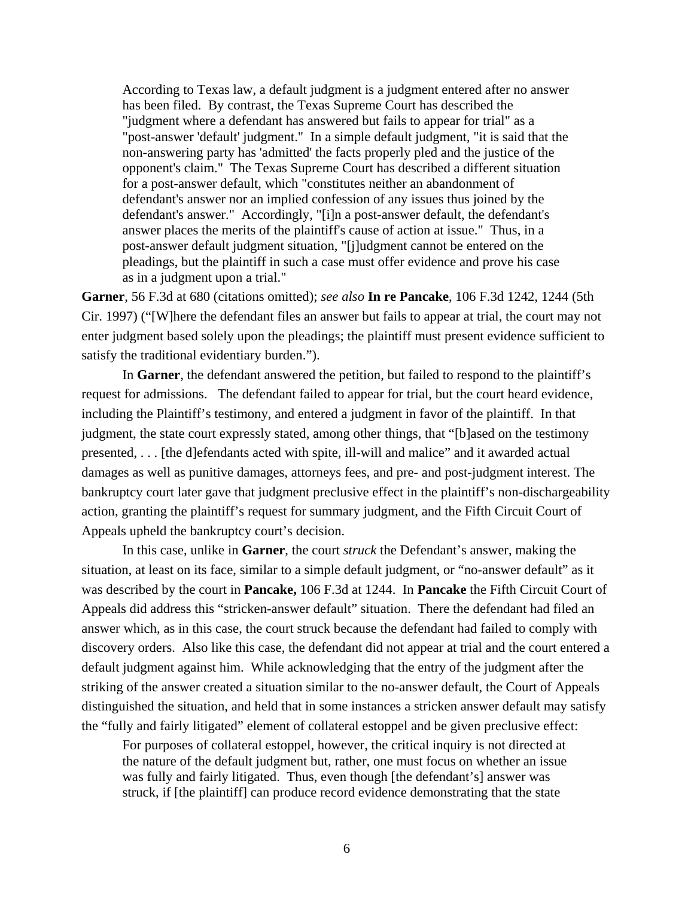> According to Texas law, a default judgment is a judgment entered after no answer has been filed. By contrast, the Texas Supreme Court has described the "judgment where a defendant has answered but fails to appear for trial" as a "post-answer 'default' judgment." In a simple default judgment, "it is said that the non-answering party has 'admitted' the facts properly pled and the justice of the opponent's claim." The Texas Supreme Court has described a different situation for a post-answer default, which "constitutes neither an abandonment of defendant's answer nor an implied confession of any issues thus joined by the defendant's answer." Accordingly, "[i]n a post-answer default, the defendant's answer places the merits of the plaintiff's cause of action at issue." Thus, in a post-answer default judgment situation, "[j]udgment cannot be entered on the pleadings, but the plaintiff in such a case must offer evidence and prove his case as in a judgment upon a trial."

**Garner**, 56 F.3d at 680 (citations omitted); *see also* **In re Pancake**, 106 F.3d 1242, 1244 (5th Cir. 1997) ("[W]here the defendant files an answer but fails to appear at trial, the court may not enter judgment based solely upon the pleadings; the plaintiff must present evidence sufficient to satisfy the traditional evidentiary burden.").

In **Garner**, the defendant answered the petition, but failed to respond to the plaintiff's request for admissions. The defendant failed to appear for trial, but the court heard evidence, including the Plaintiff's testimony, and entered a judgment in favor of the plaintiff. In that judgment, the state court expressly stated, among other things, that "[b]ased on the testimony presented, . . . [the d]efendants acted with spite, ill-will and malice" and it awarded actual damages as well as punitive damages, attorneys fees, and pre- and post-judgment interest. The bankruptcy court later gave that judgment preclusive effect in the plaintiff's non-dischargeability action, granting the plaintiff's request for summary judgment, and the Fifth Circuit Court of Appeals upheld the bankruptcy court's decision.

In this case, unlike in **Garner**, the court *struck* the Defendant's answer, making the situation, at least on its face, similar to a simple default judgment, or "no-answer default" as it was described by the court in **Pancake,** 106 F.3d at 1244. In **Pancake** the Fifth Circuit Court of Appeals did address this "stricken-answer default" situation. There the defendant had filed an answer which, as in this case, the court struck because the defendant had failed to comply with discovery orders. Also like this case, the defendant did not appear at trial and the court entered a default judgment against him. While acknowledging that the entry of the judgment after the striking of the answer created a situation similar to the no-answer default, the Court of Appeals distinguished the situation, and held that in some instances a stricken answer default may satisfy the "fully and fairly litigated" element of collateral estoppel and be given preclusive effect:

> For purposes of collateral estoppel, however, the critical inquiry is not directed at the nature of the default judgment but, rather, one must focus on whether an issue was fully and fairly litigated. Thus, even though [the defendant's] answer was struck, if [the plaintiff] can produce record evidence demonstrating that the state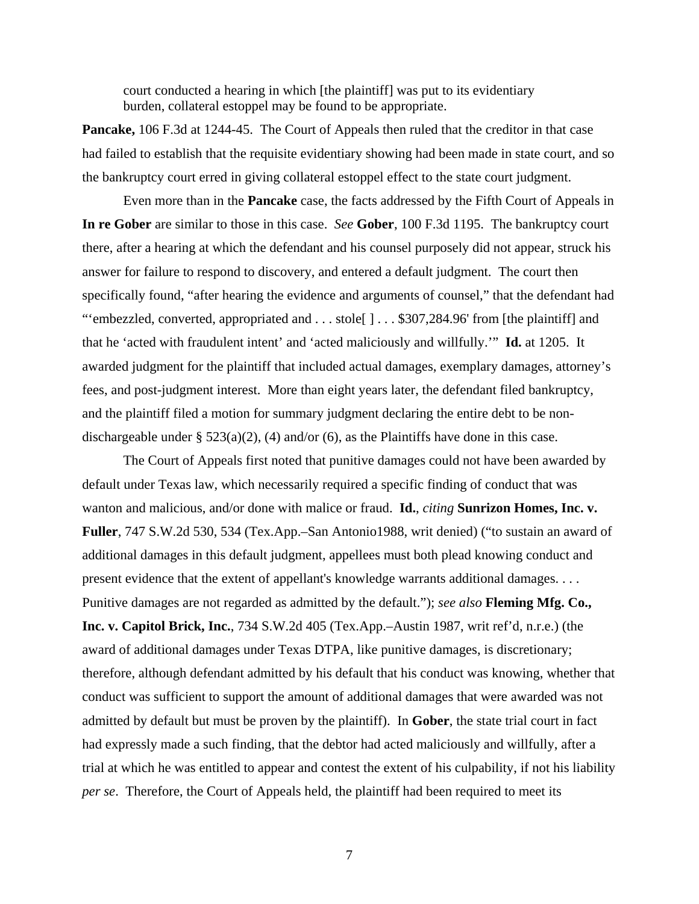court conducted a hearing in which [the plaintiff] was put to its evidentiary burden, collateral estoppel may be found to be appropriate.

**Pancake,** 106 F.3d at 1244-45. The Court of Appeals then ruled that the creditor in that case had failed to establish that the requisite evidentiary showing had been made in state court, and so the bankruptcy court erred in giving collateral estoppel effect to the state court judgment.

Even more than in the **Pancake** case, the facts addressed by the Fifth Court of Appeals in **In re Gober** are similar to those in this case. *See* **Gober**, 100 F.3d 1195. The bankruptcy court there, after a hearing at which the defendant and his counsel purposely did not appear, struck his answer for failure to respond to discovery, and entered a default judgment. The court then specifically found, "after hearing the evidence and arguments of counsel," that the defendant had "'embezzled, converted, appropriated and . . . stole[ ] . . . $307,284.96' from [the plaintiff] and that he 'acted with fraudulent intent' and 'acted maliciously and willfully.'" **Id.** at 1205. It awarded judgment for the plaintiff that included actual damages, exemplary damages, attorney's fees, and post-judgment interest. More than eight years later, the defendant filed bankruptcy, and the plaintiff filed a motion for summary judgment declaring the entire debt to be non-dischargeable under § 523(a)(2), (4) and/or (6), as the Plaintiffs have done in this case.

The Court of Appeals first noted that punitive damages could not have been awarded by default under Texas law, which necessarily required a specific finding of conduct that was wanton and malicious, and/or done with malice or fraud. **Id.**, *citing* **Sunrizon Homes, Inc. v. Fuller**, 747 S.W.2d 530, 534 (Tex.App.–San Antonio1988, writ denied) ("to sustain an award of additional damages in this default judgment, appellees must both plead knowing conduct and present evidence that the extent of appellant's knowledge warrants additional damages. . . . Punitive damages are not regarded as admitted by the default."); *see also* **Fleming Mfg. Co., Inc. v. Capitol Brick, Inc.**, 734 S.W.2d 405 (Tex.App.–Austin 1987, writ ref'd, n.r.e.) (the award of additional damages under Texas DTPA, like punitive damages, is discretionary; therefore, although defendant admitted by his default that his conduct was knowing, whether that conduct was sufficient to support the amount of additional damages that were awarded was not admitted by default but must be proven by the plaintiff). In **Gober**, the state trial court in fact had expressly made a such finding, that the debtor had acted maliciously and willfully, after a trial at which he was entitled to appear and contest the extent of his culpability, if not his liability *per se*. Therefore, the Court of Appeals held, the plaintiff had been required to meet its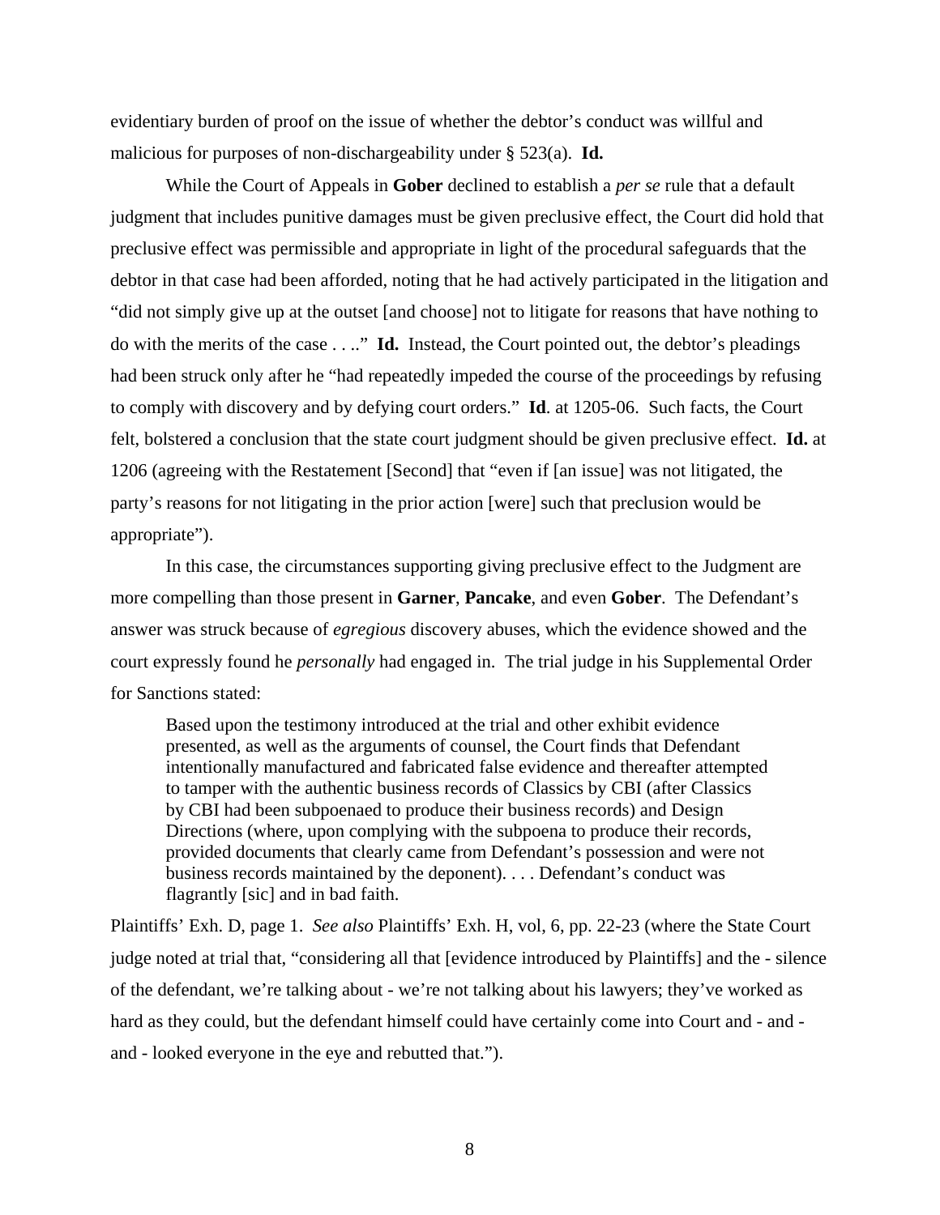evidentiary burden of proof on the issue of whether the debtor's conduct was willful and malicious for purposes of non-dischargeability under § 523(a). **Id.**

While the Court of Appeals in **Gober** declined to establish a *per se* rule that a default judgment that includes punitive damages must be given preclusive effect, the Court did hold that preclusive effect was permissible and appropriate in light of the procedural safeguards that the debtor in that case had been afforded, noting that he had actively participated in the litigation and "did not simply give up at the outset [and choose] not to litigate for reasons that have nothing to do with the merits of the case . . .." **Id.** Instead, the Court pointed out, the debtor's pleadings had been struck only after he "had repeatedly impeded the course of the proceedings by refusing to comply with discovery and by defying court orders." **Id**. at 1205-06. Such facts, the Court felt, bolstered a conclusion that the state court judgment should be given preclusive effect. **Id.** at 1206 (agreeing with the Restatement [Second] that "even if [an issue] was not litigated, the party's reasons for not litigating in the prior action [were] such that preclusion would be appropriate").

In this case, the circumstances supporting giving preclusive effect to the Judgment are more compelling than those present in **Garner**, **Pancake**, and even **Gober**. The Defendant's answer was struck because of *egregious* discovery abuses, which the evidence showed and the court expressly found he *personally* had engaged in. The trial judge in his Supplemental Order for Sanctions stated:

> Based upon the testimony introduced at the trial and other exhibit evidence presented, as well as the arguments of counsel, the Court finds that Defendant intentionally manufactured and fabricated false evidence and thereafter attempted to tamper with the authentic business records of Classics by CBI (after Classics by CBI had been subpoenaed to produce their business records) and Design Directions (where, upon complying with the subpoena to produce their records, provided documents that clearly came from Defendant's possession and were not business records maintained by the deponent). . . . Defendant's conduct was flagrantly [sic] and in bad faith.

Plaintiffs' Exh. D, page 1. *See also* Plaintiffs' Exh. H, vol, 6, pp. 22-23 (where the State Court judge noted at trial that, "considering all that [evidence introduced by Plaintiffs] and the - silence of the defendant, we're talking about - we're not talking about his lawyers; they've worked as hard as they could, but the defendant himself could have certainly come into Court and - and - and - looked everyone in the eye and rebutted that.").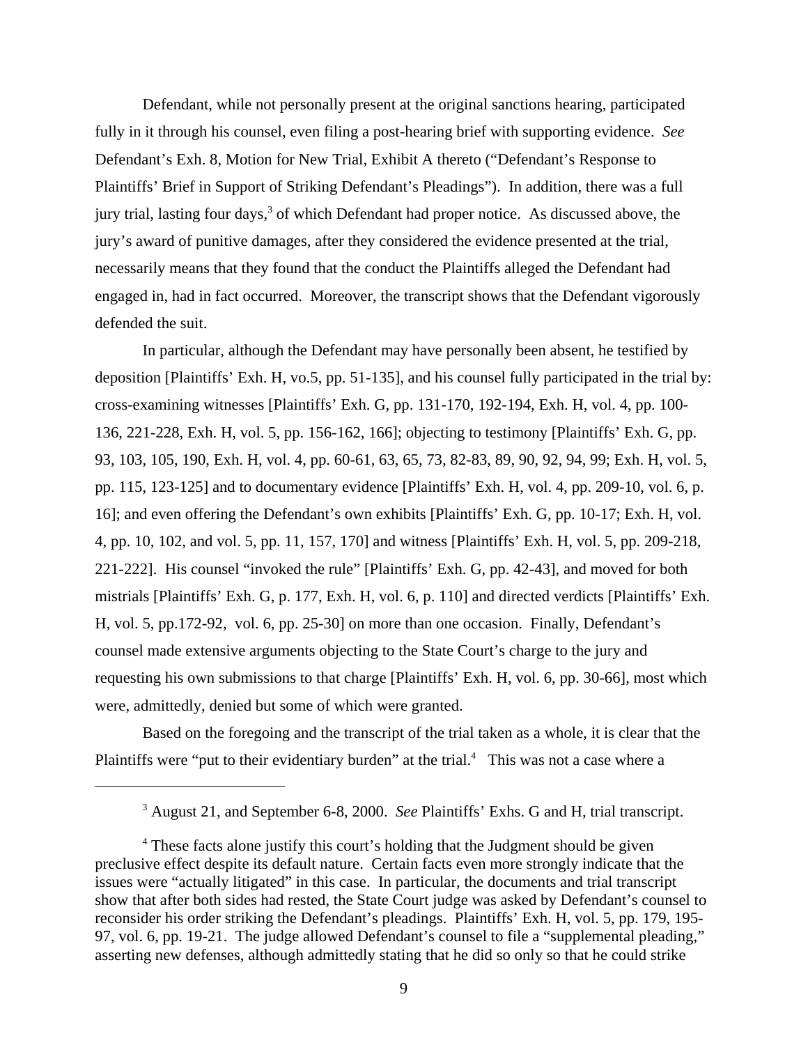Defendant, while not personally present at the original sanctions hearing, participated fully in it through his counsel, even filing a post-hearing brief with supporting evidence. *See* Defendant's Exh. 8, Motion for New Trial, Exhibit A thereto ("Defendant's Response to Plaintiffs' Brief in Support of Striking Defendant's Pleadings"). In addition, there was a full jury trial, lasting four days,[3] of which Defendant had proper notice. As discussed above, the jury's award of punitive damages, after they considered the evidence presented at the trial, necessarily means that they found that the conduct the Plaintiffs alleged the Defendant had engaged in, had in fact occurred. Moreover, the transcript shows that the Defendant vigorously defended the suit.

In particular, although the Defendant may have personally been absent, he testified by deposition [Plaintiffs' Exh. H, vo.5, pp. 51-135], and his counsel fully participated in the trial by: cross-examining witnesses [Plaintiffs' Exh. G, pp. 131-170, 192-194, Exh. H, vol. 4, pp. 100-136, 221-228, Exh. H, vol. 5, pp. 156-162, 166]; objecting to testimony [Plaintiffs' Exh. G, pp. 93, 103, 105, 190, Exh. H, vol. 4, pp. 60-61, 63, 65, 73, 82-83, 89, 90, 92, 94, 99; Exh. H, vol. 5, pp. 115, 123-125] and to documentary evidence [Plaintiffs' Exh. H, vol. 4, pp. 209-10, vol. 6, p. 16]; and even offering the Defendant's own exhibits [Plaintiffs' Exh. G, pp. 10-17; Exh. H, vol. 4, pp. 10, 102, and vol. 5, pp. 11, 157, 170] and witness [Plaintiffs' Exh. H, vol. 5, pp. 209-218, 221-222]. His counsel "invoked the rule" [Plaintiffs' Exh. G, pp. 42-43], and moved for both mistrials [Plaintiffs' Exh. G, p. 177, Exh. H, vol. 6, p. 110] and directed verdicts [Plaintiffs' Exh. H, vol. 5, pp.172-92, vol. 6, pp. 25-30] on more than one occasion. Finally, Defendant's counsel made extensive arguments objecting to the State Court's charge to the jury and requesting his own submissions to that charge [Plaintiffs' Exh. H, vol. 6, pp. 30-66], most which were, admittedly, denied but some of which were granted.

Based on the foregoing and the transcript of the trial taken as a whole, it is clear that the Plaintiffs were "put to their evidentiary burden" at the trial.[4] This was not a case where a

---

[3] August 21, and September 6-8, 2000. *See* Plaintiffs' Exhs. G and H, trial transcript.

[4] These facts alone justify this court's holding that the Judgment should be given preclusive effect despite its default nature. Certain facts even more strongly indicate that the issues were "actually litigated" in this case. In particular, the documents and trial transcript show that after both sides had rested, the State Court judge was asked by Defendant's counsel to reconsider his order striking the Defendant's pleadings. Plaintiffs' Exh. H, vol. 5, pp. 179, 195-97, vol. 6, pp. 19-21. The judge allowed Defendant's counsel to file a "supplemental pleading," asserting new defenses, although admittedly stating that he did so only so that he could strike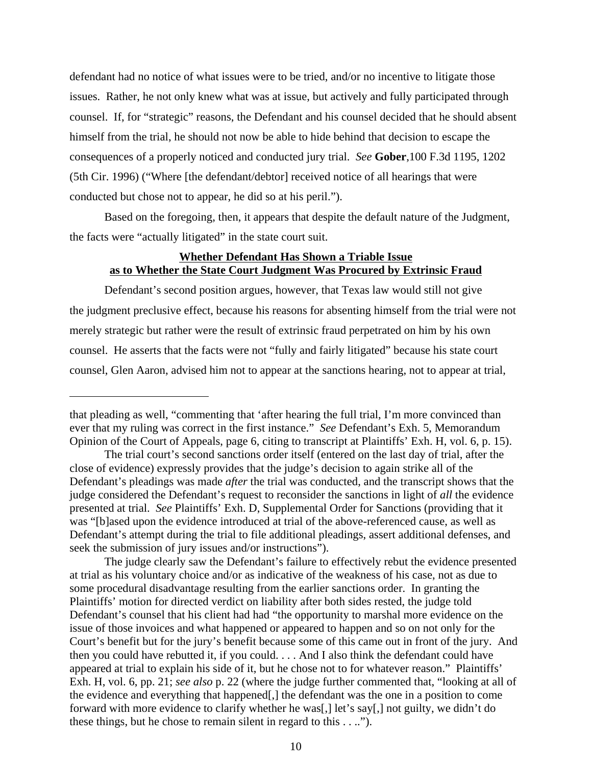defendant had no notice of what issues were to be tried, and/or no incentive to litigate those issues. Rather, he not only knew what was at issue, but actively and fully participated through counsel. If, for "strategic" reasons, the Defendant and his counsel decided that he should absent himself from the trial, he should not now be able to hide behind that decision to escape the consequences of a properly noticed and conducted jury trial. *See* **Gober**,100 F.3d 1195, 1202 (5th Cir. 1996) ("Where [the defendant/debtor] received notice of all hearings that were conducted but chose not to appear, he did so at his peril.").

Based on the foregoing, then, it appears that despite the default nature of the Judgment, the facts were "actually litigated" in the state court suit.

**Whether Defendant Has Shown a Triable Issue as to Whether the State Court Judgment Was Procured by Extrinsic Fraud**

Defendant's second position argues, however, that Texas law would still not give the judgment preclusive effect, because his reasons for absenting himself from the trial were not merely strategic but rather were the result of extrinsic fraud perpetrated on him by his own counsel. He asserts that the facts were not "fully and fairly litigated" because his state court counsel, Glen Aaron, advised him not to appear at the sanctions hearing, not to appear at trial,

---

that pleading as well, "commenting that 'after hearing the full trial, I'm more convinced than ever that my ruling was correct in the first instance." *See* Defendant's Exh. 5, Memorandum Opinion of the Court of Appeals, page 6, citing to transcript at Plaintiffs' Exh. H, vol. 6, p. 15).

The trial court's second sanctions order itself (entered on the last day of trial, after the close of evidence) expressly provides that the judge's decision to again strike all of the Defendant's pleadings was made *after* the trial was conducted, and the transcript shows that the judge considered the Defendant's request to reconsider the sanctions in light of *all* the evidence presented at trial. *See* Plaintiffs' Exh. D, Supplemental Order for Sanctions (providing that it was "[b]ased upon the evidence introduced at trial of the above-referenced cause, as well as Defendant's attempt during the trial to file additional pleadings, assert additional defenses, and seek the submission of jury issues and/or instructions").

The judge clearly saw the Defendant's failure to effectively rebut the evidence presented at trial as his voluntary choice and/or as indicative of the weakness of his case, not as due to some procedural disadvantage resulting from the earlier sanctions order. In granting the Plaintiffs' motion for directed verdict on liability after both sides rested, the judge told Defendant's counsel that his client had had "the opportunity to marshal more evidence on the issue of those invoices and what happened or appeared to happen and so on not only for the Court's benefit but for the jury's benefit because some of this came out in front of the jury. And then you could have rebutted it, if you could. . . . And I also think the defendant could have appeared at trial to explain his side of it, but he chose not to for whatever reason." Plaintiffs' Exh. H, vol. 6, pp. 21; *see also* p. 22 (where the judge further commented that, "looking at all of the evidence and everything that happened[,] the defendant was the one in a position to come forward with more evidence to clarify whether he was[,] let's say[,] not guilty, we didn't do these things, but he chose to remain silent in regard to this . . ..").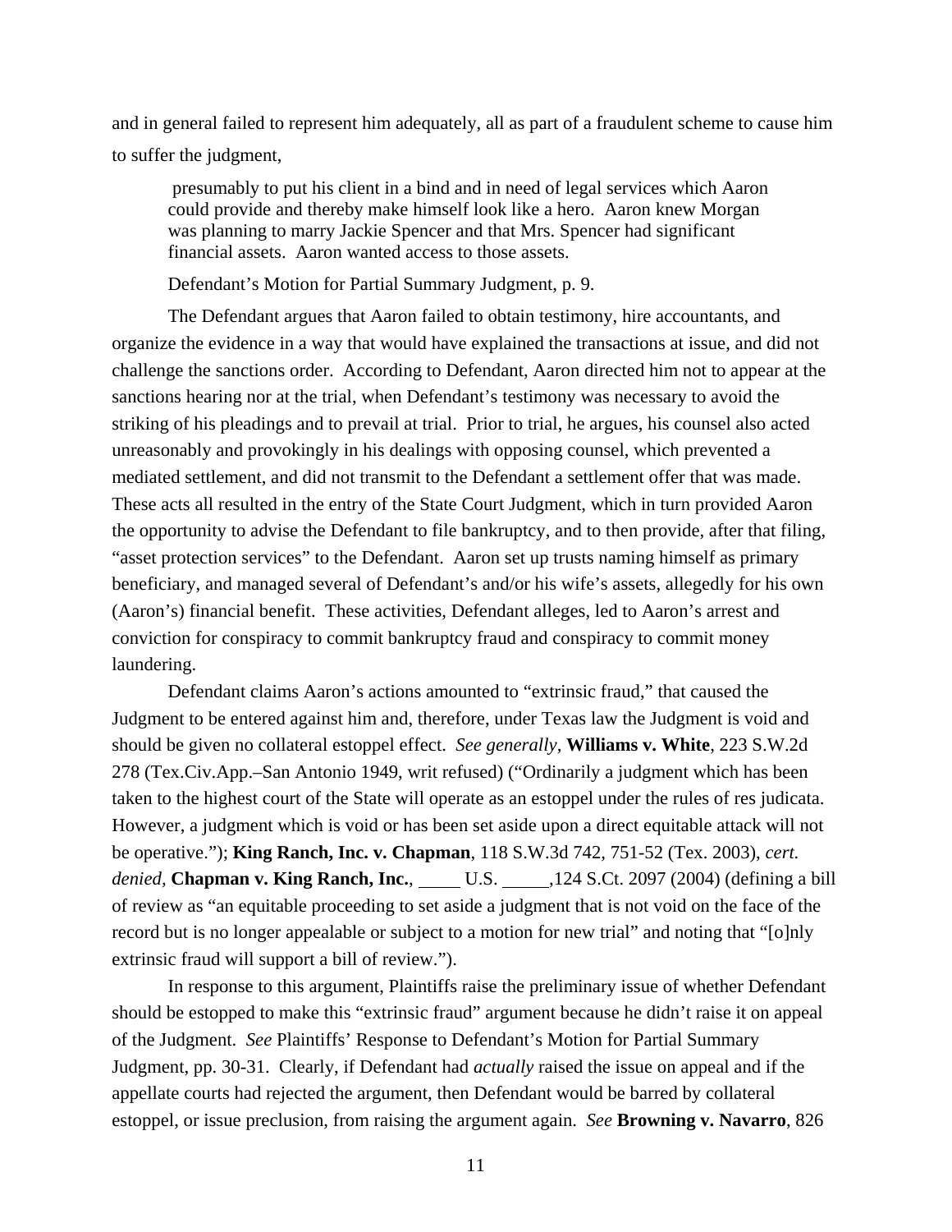and in general failed to represent him adequately, all as part of a fraudulent scheme to cause him to suffer the judgment,

> presumably to put his client in a bind and in need of legal services which Aaron could provide and thereby make himself look like a hero. Aaron knew Morgan was planning to marry Jackie Spencer and that Mrs. Spencer had significant financial assets. Aaron wanted access to those assets.
>
> Defendant's Motion for Partial Summary Judgment, p. 9.

The Defendant argues that Aaron failed to obtain testimony, hire accountants, and organize the evidence in a way that would have explained the transactions at issue, and did not challenge the sanctions order. According to Defendant, Aaron directed him not to appear at the sanctions hearing nor at the trial, when Defendant's testimony was necessary to avoid the striking of his pleadings and to prevail at trial. Prior to trial, he argues, his counsel also acted unreasonably and provokingly in his dealings with opposing counsel, which prevented a mediated settlement, and did not transmit to the Defendant a settlement offer that was made. These acts all resulted in the entry of the State Court Judgment, which in turn provided Aaron the opportunity to advise the Defendant to file bankruptcy, and to then provide, after that filing, "asset protection services" to the Defendant. Aaron set up trusts naming himself as primary beneficiary, and managed several of Defendant's and/or his wife's assets, allegedly for his own (Aaron's) financial benefit. These activities, Defendant alleges, led to Aaron's arrest and conviction for conspiracy to commit bankruptcy fraud and conspiracy to commit money laundering.

Defendant claims Aaron's actions amounted to "extrinsic fraud," that caused the Judgment to be entered against him and, therefore, under Texas law the Judgment is void and should be given no collateral estoppel effect. *See generally,* **Williams v. White**, 223 S.W.2d 278 (Tex.Civ.App.–San Antonio 1949, writ refused) ("Ordinarily a judgment which has been taken to the highest court of the State will operate as an estoppel under the rules of res judicata. However, a judgment which is void or has been set aside upon a direct equitable attack will not be operative."); **King Ranch, Inc. v. Chapman**, 118 S.W.3d 742, 751-52 (Tex. 2003), *cert. denied,* **Chapman v. King Ranch, Inc.**, ____ U.S. _____,124 S.Ct. 2097 (2004) (defining a bill of review as "an equitable proceeding to set aside a judgment that is not void on the face of the record but is no longer appealable or subject to a motion for new trial" and noting that "[o]nly extrinsic fraud will support a bill of review.").

In response to this argument, Plaintiffs raise the preliminary issue of whether Defendant should be estopped to make this "extrinsic fraud" argument because he didn't raise it on appeal of the Judgment. *See* Plaintiffs' Response to Defendant's Motion for Partial Summary Judgment, pp. 30-31. Clearly, if Defendant had *actually* raised the issue on appeal and if the appellate courts had rejected the argument, then Defendant would be barred by collateral estoppel, or issue preclusion, from raising the argument again. *See* **Browning v. Navarro**, 826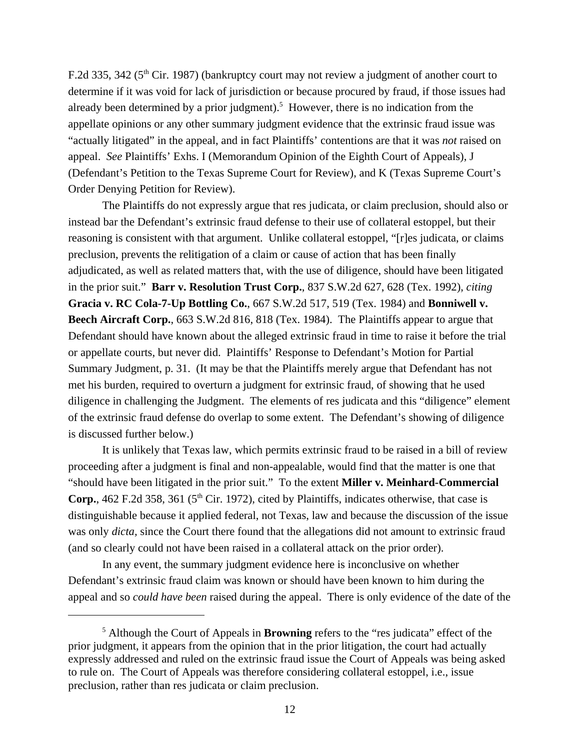F.2d 335, 342 (5th Cir. 1987) (bankruptcy court may not review a judgment of another court to determine if it was void for lack of jurisdiction or because procured by fraud, if those issues had already been determined by a prior judgment).[5] However, there is no indication from the appellate opinions or any other summary judgment evidence that the extrinsic fraud issue was "actually litigated" in the appeal, and in fact Plaintiffs' contentions are that it was *not* raised on appeal. *See* Plaintiffs' Exhs. I (Memorandum Opinion of the Eighth Court of Appeals), J (Defendant's Petition to the Texas Supreme Court for Review), and K (Texas Supreme Court's Order Denying Petition for Review).

The Plaintiffs do not expressly argue that res judicata, or claim preclusion, should also or instead bar the Defendant's extrinsic fraud defense to their use of collateral estoppel, but their reasoning is consistent with that argument. Unlike collateral estoppel, "[r]es judicata, or claims preclusion, prevents the relitigation of a claim or cause of action that has been finally adjudicated, as well as related matters that, with the use of diligence, should have been litigated in the prior suit." **Barr v. Resolution Trust Corp.**, 837 S.W.2d 627, 628 (Tex. 1992), *citing* **Gracia v. RC Cola-7-Up Bottling Co.**, 667 S.W.2d 517, 519 (Tex. 1984) and **Bonniwell v. Beech Aircraft Corp.**, 663 S.W.2d 816, 818 (Tex. 1984). The Plaintiffs appear to argue that Defendant should have known about the alleged extrinsic fraud in time to raise it before the trial or appellate courts, but never did. Plaintiffs' Response to Defendant's Motion for Partial Summary Judgment, p. 31. (It may be that the Plaintiffs merely argue that Defendant has not met his burden, required to overturn a judgment for extrinsic fraud, of showing that he used diligence in challenging the Judgment. The elements of res judicata and this "diligence" element of the extrinsic fraud defense do overlap to some extent. The Defendant's showing of diligence is discussed further below.)

It is unlikely that Texas law, which permits extrinsic fraud to be raised in a bill of review proceeding after a judgment is final and non-appealable, would find that the matter is one that "should have been litigated in the prior suit." To the extent **Miller v. Meinhard-Commercial Corp.**, 462 F.2d 358, 361 (5th Cir. 1972), cited by Plaintiffs, indicates otherwise, that case is distinguishable because it applied federal, not Texas, law and because the discussion of the issue was only *dicta,* since the Court there found that the allegations did not amount to extrinsic fraud (and so clearly could not have been raised in a collateral attack on the prior order).

In any event, the summary judgment evidence here is inconclusive on whether Defendant's extrinsic fraud claim was known or should have been known to him during the appeal and so *could have been* raised during the appeal. There is only evidence of the date of the

[5] Although the Court of Appeals in **Browning** refers to the "res judicata" effect of the prior judgment, it appears from the opinion that in the prior litigation, the court had actually expressly addressed and ruled on the extrinsic fraud issue the Court of Appeals was being asked to rule on. The Court of Appeals was therefore considering collateral estoppel, i.e., issue preclusion, rather than res judicata or claim preclusion.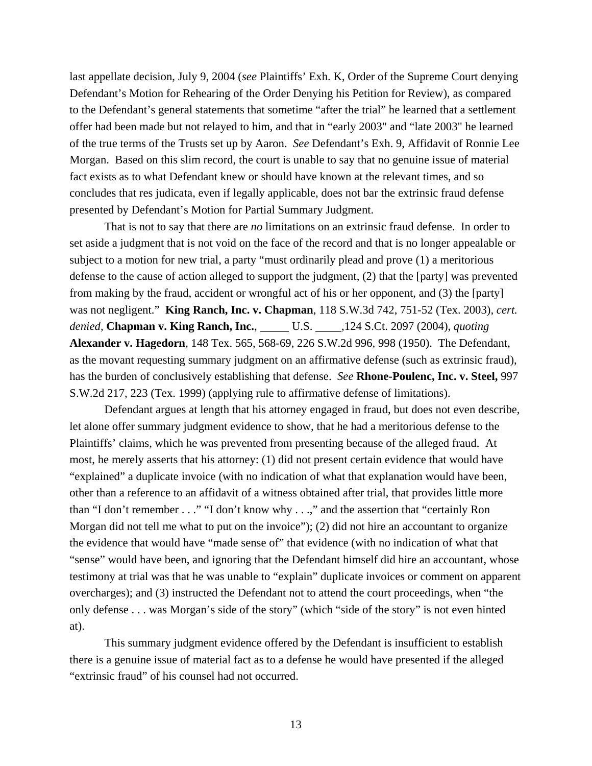last appellate decision, July 9, 2004 (*see* Plaintiffs' Exh. K, Order of the Supreme Court denying Defendant's Motion for Rehearing of the Order Denying his Petition for Review), as compared to the Defendant's general statements that sometime "after the trial" he learned that a settlement offer had been made but not relayed to him, and that in "early 2003" and "late 2003" he learned of the true terms of the Trusts set up by Aaron. *See* Defendant's Exh. 9, Affidavit of Ronnie Lee Morgan. Based on this slim record, the court is unable to say that no genuine issue of material fact exists as to what Defendant knew or should have known at the relevant times, and so concludes that res judicata, even if legally applicable, does not bar the extrinsic fraud defense presented by Defendant's Motion for Partial Summary Judgment.

That is not to say that there are *no* limitations on an extrinsic fraud defense. In order to set aside a judgment that is not void on the face of the record and that is no longer appealable or subject to a motion for new trial, a party "must ordinarily plead and prove (1) a meritorious defense to the cause of action alleged to support the judgment, (2) that the [party] was prevented from making by the fraud, accident or wrongful act of his or her opponent, and (3) the [party] was not negligent." **King Ranch, Inc. v. Chapman**, 118 S.W.3d 742, 751-52 (Tex. 2003), *cert. denied,* **Chapman v. King Ranch, Inc.**, _____ U.S. _____,124 S.Ct. 2097 (2004), *quoting* **Alexander v. Hagedorn**, 148 Tex. 565, 568-69, 226 S.W.2d 996, 998 (1950). The Defendant, as the movant requesting summary judgment on an affirmative defense (such as extrinsic fraud), has the burden of conclusively establishing that defense. *See* **Rhone-Poulenc, Inc. v. Steel,** 997 S.W.2d 217, 223 (Tex. 1999) (applying rule to affirmative defense of limitations).

Defendant argues at length that his attorney engaged in fraud, but does not even describe, let alone offer summary judgment evidence to show, that he had a meritorious defense to the Plaintiffs' claims, which he was prevented from presenting because of the alleged fraud. At most, he merely asserts that his attorney: (1) did not present certain evidence that would have "explained" a duplicate invoice (with no indication of what that explanation would have been, other than a reference to an affidavit of a witness obtained after trial, that provides little more than "I don't remember . . ." "I don't know why . . .," and the assertion that "certainly Ron Morgan did not tell me what to put on the invoice"); (2) did not hire an accountant to organize the evidence that would have "made sense of" that evidence (with no indication of what that "sense" would have been, and ignoring that the Defendant himself did hire an accountant, whose testimony at trial was that he was unable to "explain" duplicate invoices or comment on apparent overcharges); and (3) instructed the Defendant not to attend the court proceedings, when "the only defense . . . was Morgan's side of the story" (which "side of the story" is not even hinted at).

This summary judgment evidence offered by the Defendant is insufficient to establish there is a genuine issue of material fact as to a defense he would have presented if the alleged "extrinsic fraud" of his counsel had not occurred.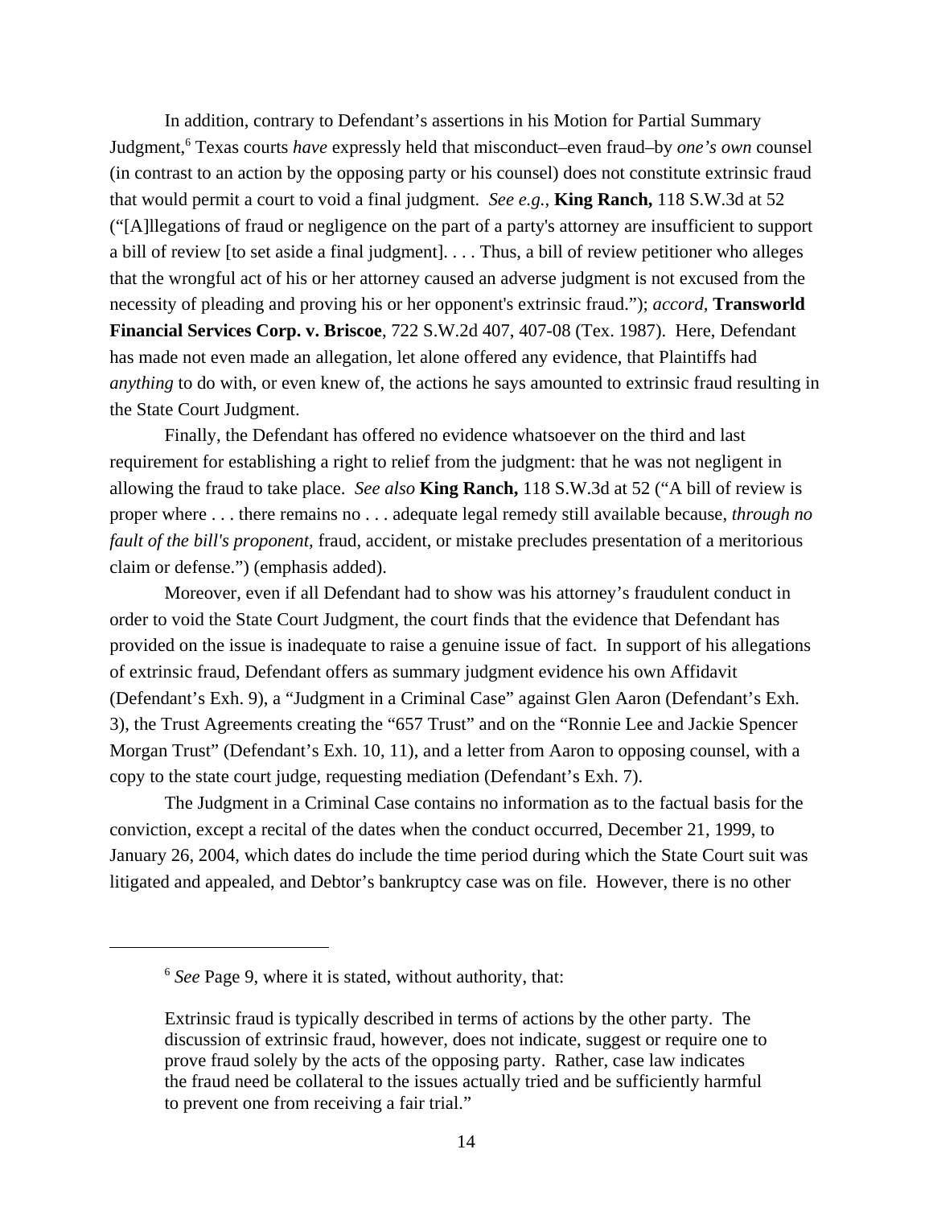In addition, contrary to Defendant's assertions in his Motion for Partial Summary Judgment,[6] Texas courts *have* expressly held that misconduct–even fraud–by *one's own* counsel (in contrast to an action by the opposing party or his counsel) does not constitute extrinsic fraud that would permit a court to void a final judgment. *See e.g.,* **King Ranch,** 118 S.W.3d at 52 ("[A]llegations of fraud or negligence on the part of a party's attorney are insufficient to support a bill of review [to set aside a final judgment]. . . . Thus, a bill of review petitioner who alleges that the wrongful act of his or her attorney caused an adverse judgment is not excused from the necessity of pleading and proving his or her opponent's extrinsic fraud."); *accord,* **Transworld Financial Services Corp. v. Briscoe**, 722 S.W.2d 407, 407-08 (Tex. 1987). Here, Defendant has made not even made an allegation, let alone offered any evidence, that Plaintiffs had *anything* to do with, or even knew of, the actions he says amounted to extrinsic fraud resulting in the State Court Judgment.

Finally, the Defendant has offered no evidence whatsoever on the third and last requirement for establishing a right to relief from the judgment: that he was not negligent in allowing the fraud to take place. *See also* **King Ranch,** 118 S.W.3d at 52 ("A bill of review is proper where . . . there remains no . . . adequate legal remedy still available because, *through no fault of the bill's proponent,* fraud, accident, or mistake precludes presentation of a meritorious claim or defense.") (emphasis added).

Moreover, even if all Defendant had to show was his attorney's fraudulent conduct in order to void the State Court Judgment, the court finds that the evidence that Defendant has provided on the issue is inadequate to raise a genuine issue of fact. In support of his allegations of extrinsic fraud, Defendant offers as summary judgment evidence his own Affidavit (Defendant's Exh. 9), a "Judgment in a Criminal Case" against Glen Aaron (Defendant's Exh. 3), the Trust Agreements creating the "657 Trust" and on the "Ronnie Lee and Jackie Spencer Morgan Trust" (Defendant's Exh. 10, 11), and a letter from Aaron to opposing counsel, with a copy to the state court judge, requesting mediation (Defendant's Exh. 7).

The Judgment in a Criminal Case contains no information as to the factual basis for the conviction, except a recital of the dates when the conduct occurred, December 21, 1999, to January 26, 2004, which dates do include the time period during which the State Court suit was litigated and appealed, and Debtor's bankruptcy case was on file. However, there is no other

---

[6] *See* Page 9, where it is stated, without authority, that:

> Extrinsic fraud is typically described in terms of actions by the other party. The discussion of extrinsic fraud, however, does not indicate, suggest or require one to prove fraud solely by the acts of the opposing party. Rather, case law indicates the fraud need be collateral to the issues actually tried and be sufficiently harmful to prevent one from receiving a fair trial."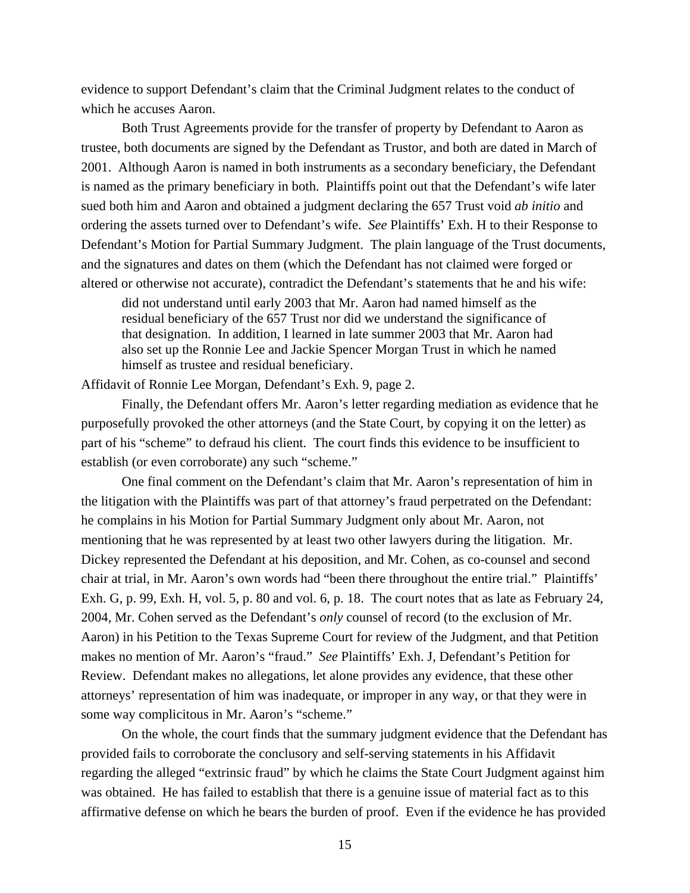evidence to support Defendant's claim that the Criminal Judgment relates to the conduct of which he accuses Aaron.

Both Trust Agreements provide for the transfer of property by Defendant to Aaron as trustee, both documents are signed by the Defendant as Trustor, and both are dated in March of 2001. Although Aaron is named in both instruments as a secondary beneficiary, the Defendant is named as the primary beneficiary in both. Plaintiffs point out that the Defendant's wife later sued both him and Aaron and obtained a judgment declaring the 657 Trust void *ab initio* and ordering the assets turned over to Defendant's wife. *See* Plaintiffs' Exh. H to their Response to Defendant's Motion for Partial Summary Judgment. The plain language of the Trust documents, and the signatures and dates on them (which the Defendant has not claimed were forged or altered or otherwise not accurate), contradict the Defendant's statements that he and his wife:

> did not understand until early 2003 that Mr. Aaron had named himself as the residual beneficiary of the 657 Trust nor did we understand the significance of that designation. In addition, I learned in late summer 2003 that Mr. Aaron had also set up the Ronnie Lee and Jackie Spencer Morgan Trust in which he named himself as trustee and residual beneficiary.

Affidavit of Ronnie Lee Morgan, Defendant's Exh. 9, page 2.

Finally, the Defendant offers Mr. Aaron's letter regarding mediation as evidence that he purposefully provoked the other attorneys (and the State Court, by copying it on the letter) as part of his "scheme" to defraud his client. The court finds this evidence to be insufficient to establish (or even corroborate) any such "scheme."

One final comment on the Defendant's claim that Mr. Aaron's representation of him in the litigation with the Plaintiffs was part of that attorney's fraud perpetrated on the Defendant: he complains in his Motion for Partial Summary Judgment only about Mr. Aaron, not mentioning that he was represented by at least two other lawyers during the litigation. Mr. Dickey represented the Defendant at his deposition, and Mr. Cohen, as co-counsel and second chair at trial, in Mr. Aaron's own words had "been there throughout the entire trial." Plaintiffs' Exh. G, p. 99, Exh. H, vol. 5, p. 80 and vol. 6, p. 18. The court notes that as late as February 24, 2004, Mr. Cohen served as the Defendant's *only* counsel of record (to the exclusion of Mr. Aaron) in his Petition to the Texas Supreme Court for review of the Judgment, and that Petition makes no mention of Mr. Aaron's "fraud." *See* Plaintiffs' Exh. J, Defendant's Petition for Review. Defendant makes no allegations, let alone provides any evidence, that these other attorneys' representation of him was inadequate, or improper in any way, or that they were in some way complicitous in Mr. Aaron's "scheme."

On the whole, the court finds that the summary judgment evidence that the Defendant has provided fails to corroborate the conclusory and self-serving statements in his Affidavit regarding the alleged "extrinsic fraud" by which he claims the State Court Judgment against him was obtained. He has failed to establish that there is a genuine issue of material fact as to this affirmative defense on which he bears the burden of proof. Even if the evidence he has provided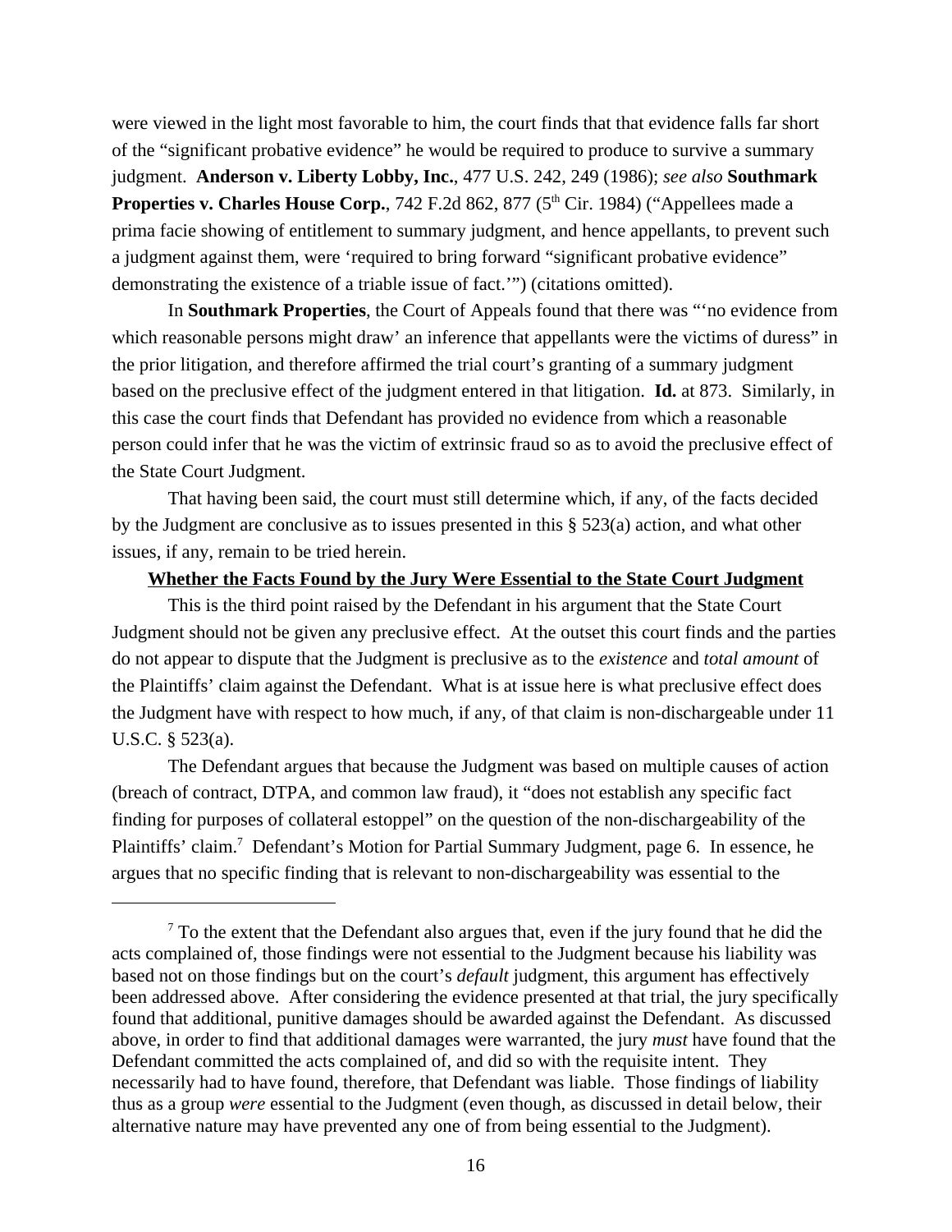were viewed in the light most favorable to him, the court finds that that evidence falls far short of the "significant probative evidence" he would be required to produce to survive a summary judgment. **Anderson v. Liberty Lobby, Inc.**, 477 U.S. 242, 249 (1986); *see also* **Southmark Properties v. Charles House Corp.**, 742 F.2d 862, 877 (5th Cir. 1984) ("Appellees made a prima facie showing of entitlement to summary judgment, and hence appellants, to prevent such a judgment against them, were 'required to bring forward "significant probative evidence" demonstrating the existence of a triable issue of fact.'") (citations omitted).

In **Southmark Properties**, the Court of Appeals found that there was "'no evidence from which reasonable persons might draw' an inference that appellants were the victims of duress" in the prior litigation, and therefore affirmed the trial court's granting of a summary judgment based on the preclusive effect of the judgment entered in that litigation. **Id.** at 873. Similarly, in this case the court finds that Defendant has provided no evidence from which a reasonable person could infer that he was the victim of extrinsic fraud so as to avoid the preclusive effect of the State Court Judgment.

That having been said, the court must still determine which, if any, of the facts decided by the Judgment are conclusive as to issues presented in this § 523(a) action, and what other issues, if any, remain to be tried herein.

**Whether the Facts Found by the Jury Were Essential to the State Court Judgment**

This is the third point raised by the Defendant in his argument that the State Court Judgment should not be given any preclusive effect. At the outset this court finds and the parties do not appear to dispute that the Judgment is preclusive as to the *existence* and *total amount* of the Plaintiffs' claim against the Defendant. What is at issue here is what preclusive effect does the Judgment have with respect to how much, if any, of that claim is non-dischargeable under 11 U.S.C. § 523(a).

The Defendant argues that because the Judgment was based on multiple causes of action (breach of contract, DTPA, and common law fraud), it "does not establish any specific fact finding for purposes of collateral estoppel" on the question of the non-dischargeability of the Plaintiffs' claim.[7] Defendant's Motion for Partial Summary Judgment, page 6. In essence, he argues that no specific finding that is relevant to non-dischargeability was essential to the

---

[7] To the extent that the Defendant also argues that, even if the jury found that he did the acts complained of, those findings were not essential to the Judgment because his liability was based not on those findings but on the court's *default* judgment, this argument has effectively been addressed above. After considering the evidence presented at that trial, the jury specifically found that additional, punitive damages should be awarded against the Defendant. As discussed above, in order to find that additional damages were warranted, the jury *must* have found that the Defendant committed the acts complained of, and did so with the requisite intent. They necessarily had to have found, therefore, that Defendant was liable. Those findings of liability thus as a group *were* essential to the Judgment (even though, as discussed in detail below, their alternative nature may have prevented any one of from being essential to the Judgment).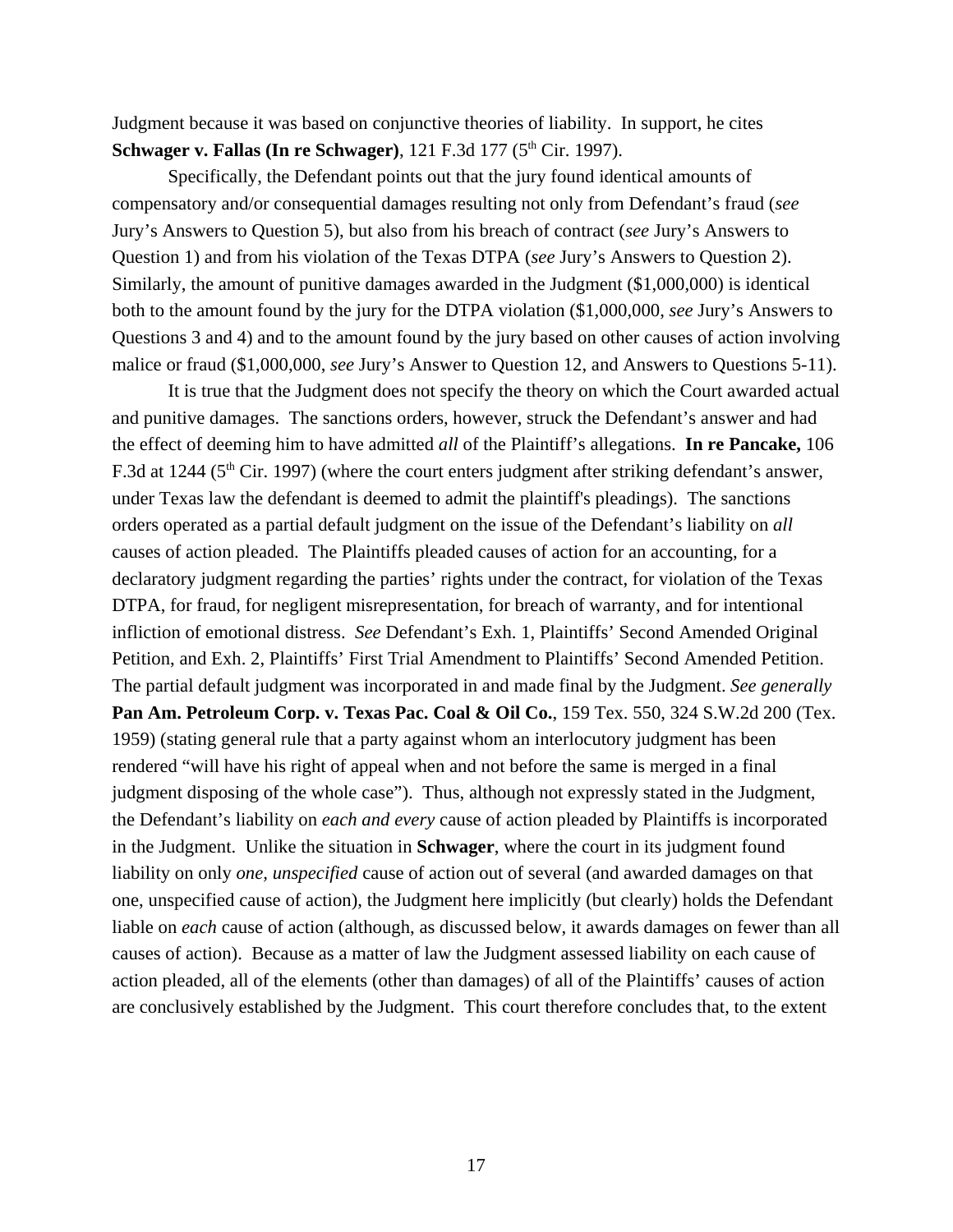Judgment because it was based on conjunctive theories of liability. In support, he cites **Schwager v. Fallas (In re Schwager)**, 121 F.3d 177 (5th Cir. 1997).

Specifically, the Defendant points out that the jury found identical amounts of compensatory and/or consequential damages resulting not only from Defendant's fraud (*see* Jury's Answers to Question 5), but also from his breach of contract (*see* Jury's Answers to Question 1) and from his violation of the Texas DTPA (*see* Jury's Answers to Question 2). Similarly, the amount of punitive damages awarded in the Judgment ($1,000,000) is identical both to the amount found by the jury for the DTPA violation ($1,000,000, *see* Jury's Answers to Questions 3 and 4) and to the amount found by the jury based on other causes of action involving malice or fraud ($1,000,000, *see* Jury's Answer to Question 12, and Answers to Questions 5-11).

It is true that the Judgment does not specify the theory on which the Court awarded actual and punitive damages. The sanctions orders, however, struck the Defendant's answer and had the effect of deeming him to have admitted *all* of the Plaintiff's allegations. **In re Pancake,** 106 F.3d at 1244 (5th Cir. 1997) (where the court enters judgment after striking defendant's answer, under Texas law the defendant is deemed to admit the plaintiff's pleadings). The sanctions orders operated as a partial default judgment on the issue of the Defendant's liability on *all* causes of action pleaded. The Plaintiffs pleaded causes of action for an accounting, for a declaratory judgment regarding the parties' rights under the contract, for violation of the Texas DTPA, for fraud, for negligent misrepresentation, for breach of warranty, and for intentional infliction of emotional distress. *See* Defendant's Exh. 1, Plaintiffs' Second Amended Original Petition, and Exh. 2, Plaintiffs' First Trial Amendment to Plaintiffs' Second Amended Petition. The partial default judgment was incorporated in and made final by the Judgment. *See generally* **Pan Am. Petroleum Corp. v. Texas Pac. Coal & Oil Co.**, 159 Tex. 550, 324 S.W.2d 200 (Tex. 1959) (stating general rule that a party against whom an interlocutory judgment has been rendered "will have his right of appeal when and not before the same is merged in a final judgment disposing of the whole case"). Thus, although not expressly stated in the Judgment, the Defendant's liability on *each and every* cause of action pleaded by Plaintiffs is incorporated in the Judgment. Unlike the situation in **Schwager**, where the court in its judgment found liability on only *one, unspecified* cause of action out of several (and awarded damages on that one, unspecified cause of action), the Judgment here implicitly (but clearly) holds the Defendant liable on *each* cause of action (although, as discussed below, it awards damages on fewer than all causes of action). Because as a matter of law the Judgment assessed liability on each cause of action pleaded, all of the elements (other than damages) of all of the Plaintiffs' causes of action are conclusively established by the Judgment. This court therefore concludes that, to the extent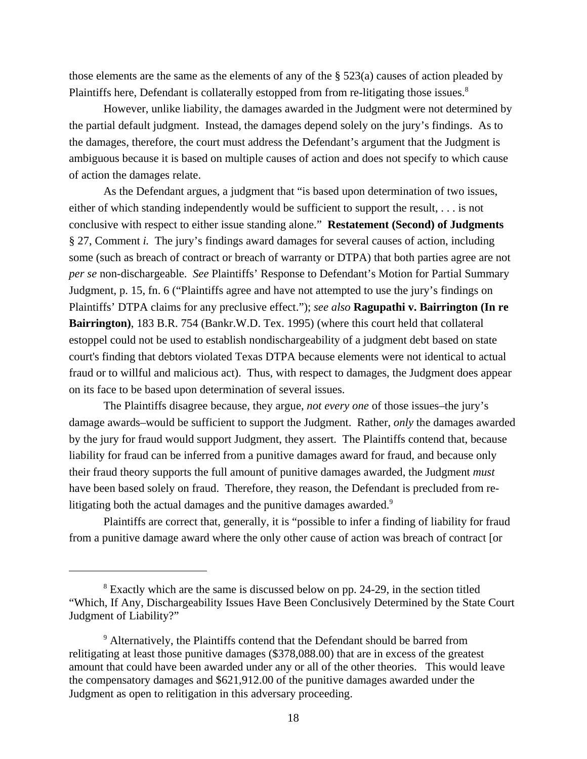those elements are the same as the elements of any of the § 523(a) causes of action pleaded by Plaintiffs here, Defendant is collaterally estopped from from re-litigating those issues.[8]

However, unlike liability, the damages awarded in the Judgment were not determined by the partial default judgment. Instead, the damages depend solely on the jury's findings. As to the damages, therefore, the court must address the Defendant's argument that the Judgment is ambiguous because it is based on multiple causes of action and does not specify to which cause of action the damages relate.

As the Defendant argues, a judgment that "is based upon determination of two issues, either of which standing independently would be sufficient to support the result, . . . is not conclusive with respect to either issue standing alone." **Restatement (Second) of Judgments** § 27, Comment *i.* The jury's findings award damages for several causes of action, including some (such as breach of contract or breach of warranty or DTPA) that both parties agree are not *per se* non-dischargeable. *See* Plaintiffs' Response to Defendant's Motion for Partial Summary Judgment, p. 15, fn. 6 ("Plaintiffs agree and have not attempted to use the jury's findings on Plaintiffs' DTPA claims for any preclusive effect."); *see also* **Ragupathi v. Bairrington (In re Bairrington)**, 183 B.R. 754 (Bankr.W.D. Tex. 1995) (where this court held that collateral estoppel could not be used to establish nondischargeability of a judgment debt based on state court's finding that debtors violated Texas DTPA because elements were not identical to actual fraud or to willful and malicious act). Thus, with respect to damages, the Judgment does appear on its face to be based upon determination of several issues.

The Plaintiffs disagree because, they argue, *not every one* of those issues–the jury's damage awards–would be sufficient to support the Judgment. Rather, *only* the damages awarded by the jury for fraud would support Judgment, they assert. The Plaintiffs contend that, because liability for fraud can be inferred from a punitive damages award for fraud, and because only their fraud theory supports the full amount of punitive damages awarded, the Judgment *must* have been based solely on fraud. Therefore, they reason, the Defendant is precluded from re-litigating both the actual damages and the punitive damages awarded.[9]

Plaintiffs are correct that, generally, it is "possible to infer a finding of liability for fraud from a punitive damage award where the only other cause of action was breach of contract [or

---

[8] Exactly which are the same is discussed below on pp. 24-29, in the section titled "Which, If Any, Dischargeability Issues Have Been Conclusively Determined by the State Court Judgment of Liability?"

[9] Alternatively, the Plaintiffs contend that the Defendant should be barred from relitigating at least those punitive damages ($378,088.00) that are in excess of the greatest amount that could have been awarded under any or all of the other theories. This would leave the compensatory damages and $621,912.00 of the punitive damages awarded under the Judgment as open to relitigation in this adversary proceeding.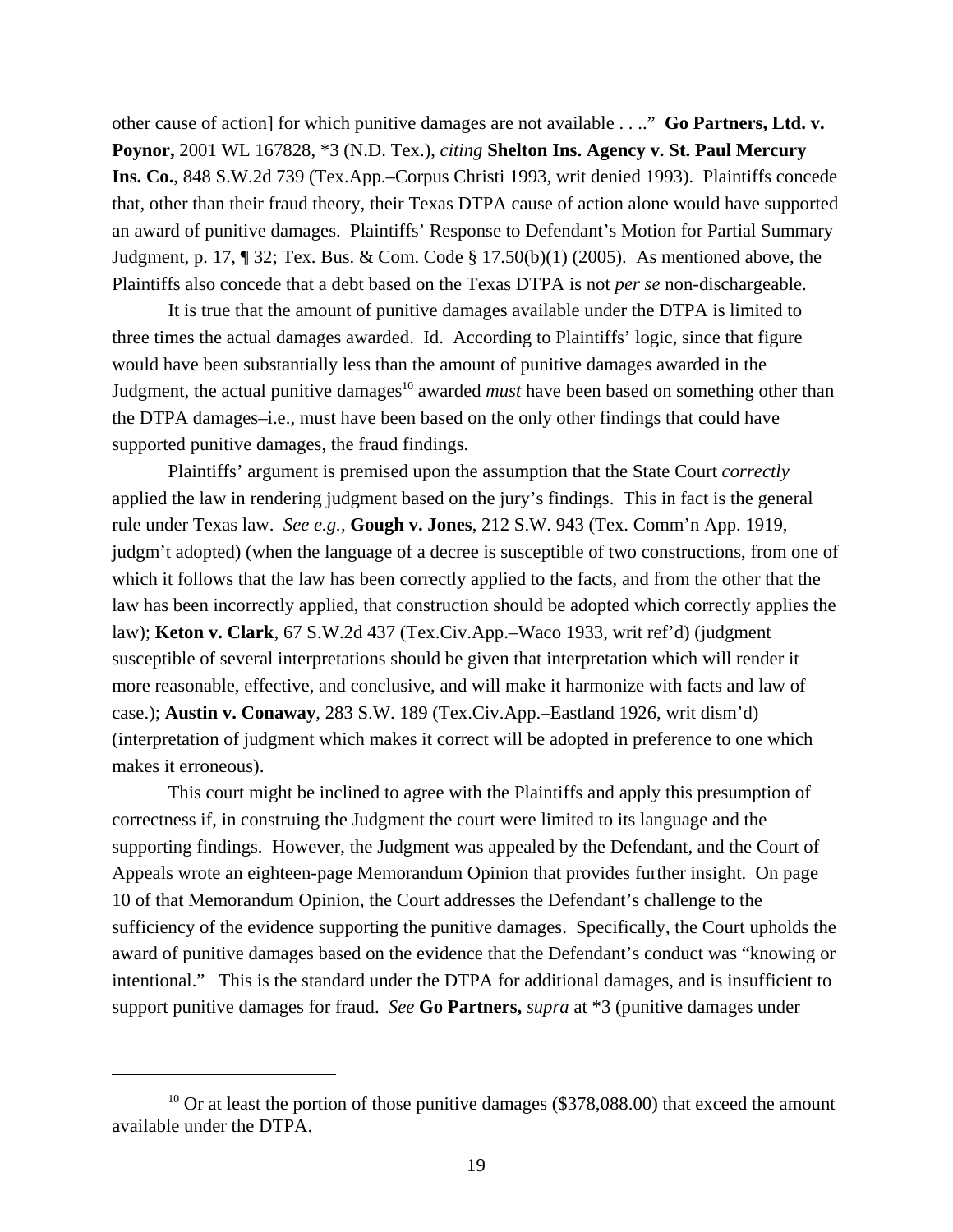other cause of action] for which punitive damages are not available . . .." **Go Partners, Ltd. v. Poynor,** 2001 WL 167828, *3 (N.D. Tex.), *citing* **Shelton Ins. Agency v. St. Paul Mercury Ins. Co.**, 848 S.W.2d 739 (Tex.App.–Corpus Christi 1993, writ denied 1993). Plaintiffs concede that, other than their fraud theory, their Texas DTPA cause of action alone would have supported an award of punitive damages. Plaintiffs' Response to Defendant's Motion for Partial Summary Judgment, p. 17, ¶ 32; Tex. Bus. & Com. Code § 17.50(b)(1) (2005). As mentioned above, the Plaintiffs also concede that a debt based on the Texas DTPA is not *per se* non-dischargeable.

It is true that the amount of punitive damages available under the DTPA is limited to three times the actual damages awarded. Id. According to Plaintiffs' logic, since that figure would have been substantially less than the amount of punitive damages awarded in the Judgment, the actual punitive damages[10] awarded *must* have been based on something other than the DTPA damages–i.e., must have been based on the only other findings that could have supported punitive damages, the fraud findings.

Plaintiffs' argument is premised upon the assumption that the State Court *correctly* applied the law in rendering judgment based on the jury's findings. This in fact is the general rule under Texas law. *See e.g.,* **Gough v. Jones**, 212 S.W. 943 (Tex. Comm'n App. 1919, judgm't adopted) (when the language of a decree is susceptible of two constructions, from one of which it follows that the law has been correctly applied to the facts, and from the other that the law has been incorrectly applied, that construction should be adopted which correctly applies the law); **Keton v. Clark**, 67 S.W.2d 437 (Tex.Civ.App.–Waco 1933, writ ref'd) (judgment susceptible of several interpretations should be given that interpretation which will render it more reasonable, effective, and conclusive, and will make it harmonize with facts and law of case.); **Austin v. Conaway**, 283 S.W. 189 (Tex.Civ.App.–Eastland 1926, writ dism'd) (interpretation of judgment which makes it correct will be adopted in preference to one which makes it erroneous).

This court might be inclined to agree with the Plaintiffs and apply this presumption of correctness if, in construing the Judgment the court were limited to its language and the supporting findings. However, the Judgment was appealed by the Defendant, and the Court of Appeals wrote an eighteen-page Memorandum Opinion that provides further insight. On page 10 of that Memorandum Opinion, the Court addresses the Defendant's challenge to the sufficiency of the evidence supporting the punitive damages. Specifically, the Court upholds the award of punitive damages based on the evidence that the Defendant's conduct was "knowing or intentional." This is the standard under the DTPA for additional damages, and is insufficient to support punitive damages for fraud. *See* **Go Partners,** *supra* at *3 (punitive damages under

---

[10] Or at least the portion of those punitive damages ($378,088.00) that exceed the amount available under the DTPA.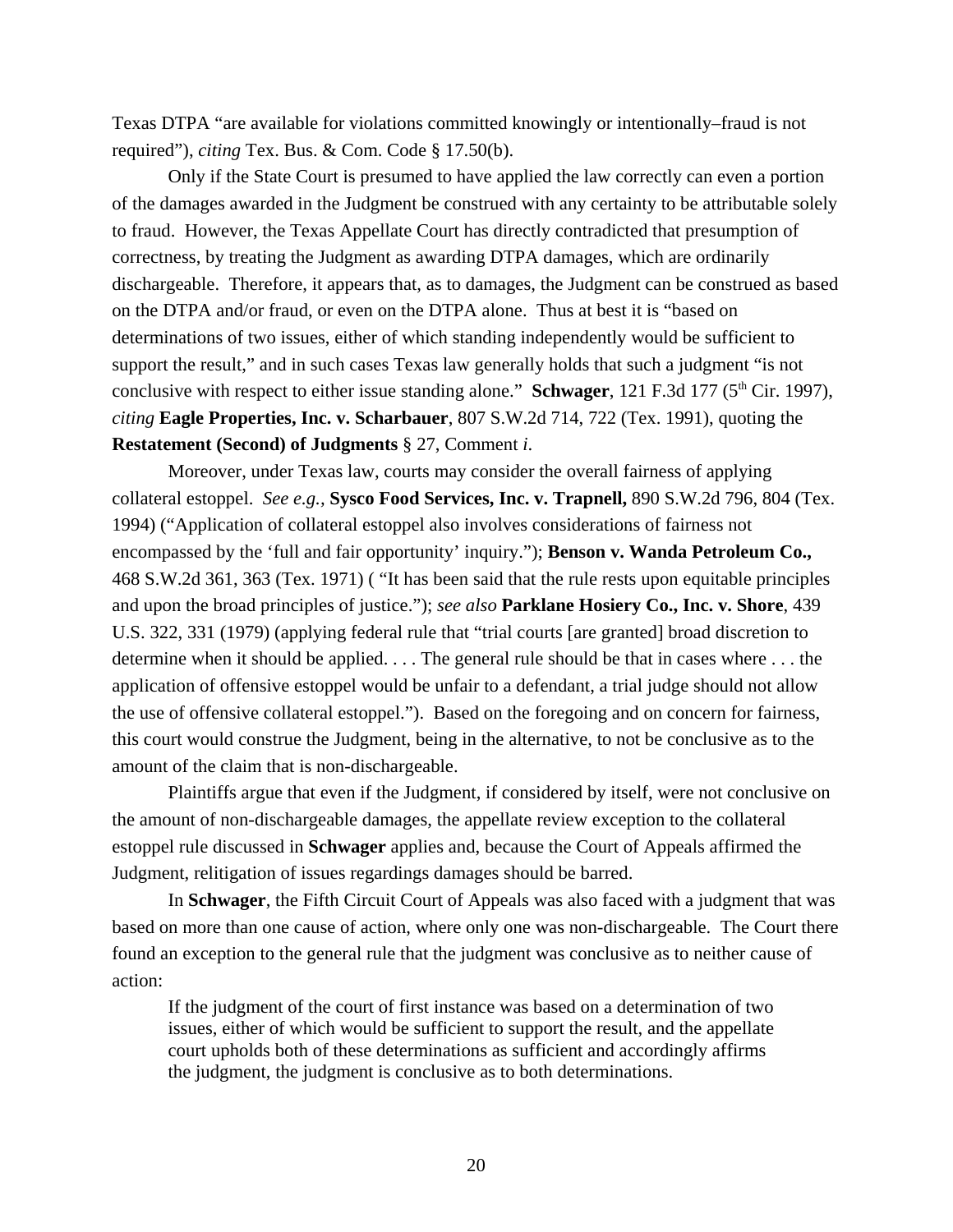Texas DTPA "are available for violations committed knowingly or intentionally–fraud is not required"), *citing* Tex. Bus. & Com. Code § 17.50(b).

Only if the State Court is presumed to have applied the law correctly can even a portion of the damages awarded in the Judgment be construed with any certainty to be attributable solely to fraud. However, the Texas Appellate Court has directly contradicted that presumption of correctness, by treating the Judgment as awarding DTPA damages, which are ordinarily dischargeable. Therefore, it appears that, as to damages, the Judgment can be construed as based on the DTPA and/or fraud, or even on the DTPA alone. Thus at best it is "based on determinations of two issues, either of which standing independently would be sufficient to support the result," and in such cases Texas law generally holds that such a judgment "is not conclusive with respect to either issue standing alone." **Schwager**, 121 F.3d 177 (5th Cir. 1997), *citing* **Eagle Properties, Inc. v. Scharbauer**, 807 S.W.2d 714, 722 (Tex. 1991), quoting the **Restatement (Second) of Judgments** § 27, Comment *i*.

Moreover, under Texas law, courts may consider the overall fairness of applying collateral estoppel. *See e.g.*, **Sysco Food Services, Inc. v. Trapnell,** 890 S.W.2d 796, 804 (Tex. 1994) ("Application of collateral estoppel also involves considerations of fairness not encompassed by the 'full and fair opportunity' inquiry."); **Benson v. Wanda Petroleum Co.,** 468 S.W.2d 361, 363 (Tex. 1971) ( "It has been said that the rule rests upon equitable principles and upon the broad principles of justice."); *see also* **Parklane Hosiery Co., Inc. v. Shore**, 439 U.S. 322, 331 (1979) (applying federal rule that "trial courts [are granted] broad discretion to determine when it should be applied. . . . The general rule should be that in cases where . . . the application of offensive estoppel would be unfair to a defendant, a trial judge should not allow the use of offensive collateral estoppel."). Based on the foregoing and on concern for fairness, this court would construe the Judgment, being in the alternative, to not be conclusive as to the amount of the claim that is non-dischargeable.

Plaintiffs argue that even if the Judgment, if considered by itself, were not conclusive on the amount of non-dischargeable damages, the appellate review exception to the collateral estoppel rule discussed in **Schwager** applies and, because the Court of Appeals affirmed the Judgment, relitigation of issues regardings damages should be barred.

In **Schwager**, the Fifth Circuit Court of Appeals was also faced with a judgment that was based on more than one cause of action, where only one was non-dischargeable. The Court there found an exception to the general rule that the judgment was conclusive as to neither cause of action:

> If the judgment of the court of first instance was based on a determination of two issues, either of which would be sufficient to support the result, and the appellate court upholds both of these determinations as sufficient and accordingly affirms the judgment, the judgment is conclusive as to both determinations.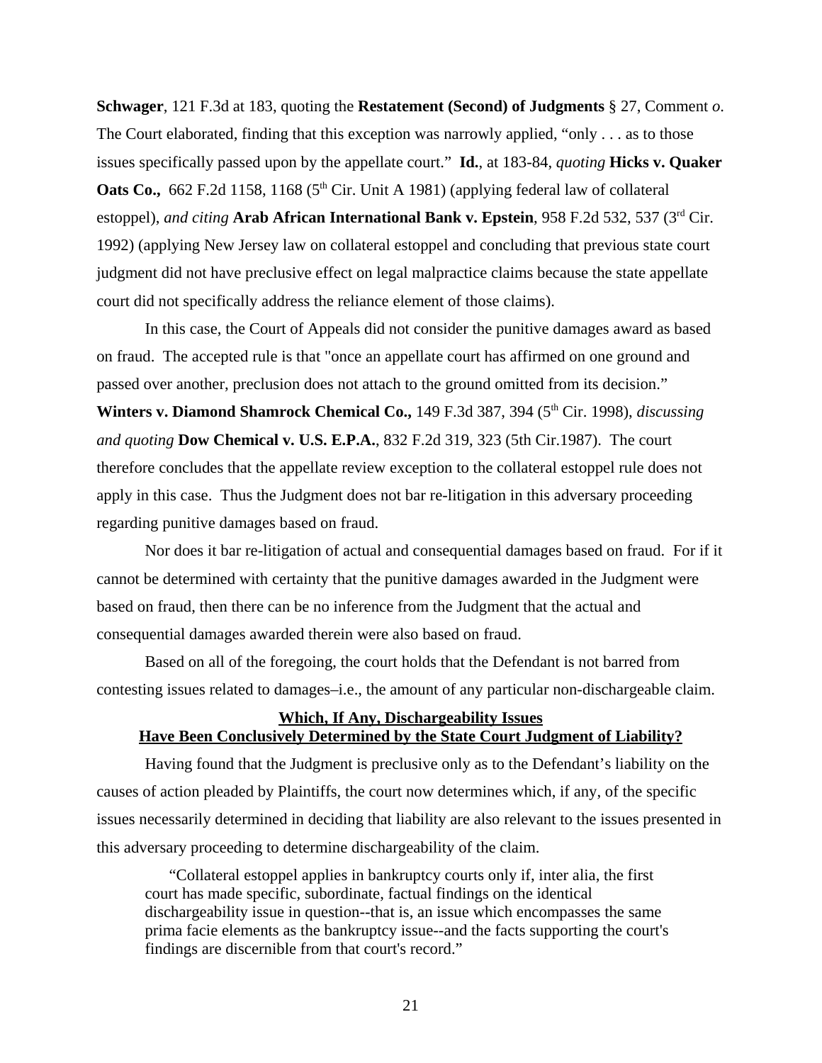**Schwager**, 121 F.3d at 183, quoting the **Restatement (Second) of Judgments** § 27, Comment *o*. The Court elaborated, finding that this exception was narrowly applied, "only . . . as to those issues specifically passed upon by the appellate court." **Id.**, at 183-84, *quoting* **Hicks v. Quaker Oats Co.,** 662 F.2d 1158, 1168 (5th Cir. Unit A 1981) (applying federal law of collateral estoppel), *and citing* **Arab African International Bank v. Epstein**, 958 F.2d 532, 537 (3rd Cir. 1992) (applying New Jersey law on collateral estoppel and concluding that previous state court judgment did not have preclusive effect on legal malpractice claims because the state appellate court did not specifically address the reliance element of those claims).

In this case, the Court of Appeals did not consider the punitive damages award as based on fraud. The accepted rule is that "once an appellate court has affirmed on one ground and passed over another, preclusion does not attach to the ground omitted from its decision." **Winters v. Diamond Shamrock Chemical Co.,** 149 F.3d 387, 394 (5th Cir. 1998), *discussing and quoting* **Dow Chemical v. U.S. E.P.A.**, 832 F.2d 319, 323 (5th Cir.1987). The court therefore concludes that the appellate review exception to the collateral estoppel rule does not apply in this case. Thus the Judgment does not bar re-litigation in this adversary proceeding regarding punitive damages based on fraud.

Nor does it bar re-litigation of actual and consequential damages based on fraud. For if it cannot be determined with certainty that the punitive damages awarded in the Judgment were based on fraud, then there can be no inference from the Judgment that the actual and consequential damages awarded therein were also based on fraud.

Based on all of the foregoing, the court holds that the Defendant is not barred from contesting issues related to damages–i.e., the amount of any particular non-dischargeable claim.

## Which, If Any, Dischargeability Issues Have Been Conclusively Determined by the State Court Judgment of Liability?

Having found that the Judgment is preclusive only as to the Defendant's liability on the causes of action pleaded by Plaintiffs, the court now determines which, if any, of the specific issues necessarily determined in deciding that liability are also relevant to the issues presented in this adversary proceeding to determine dischargeability of the claim.

> "Collateral estoppel applies in bankruptcy courts only if, inter alia, the first court has made specific, subordinate, factual findings on the identical dischargeability issue in question--that is, an issue which encompasses the same prima facie elements as the bankruptcy issue--and the facts supporting the court's findings are discernible from that court's record."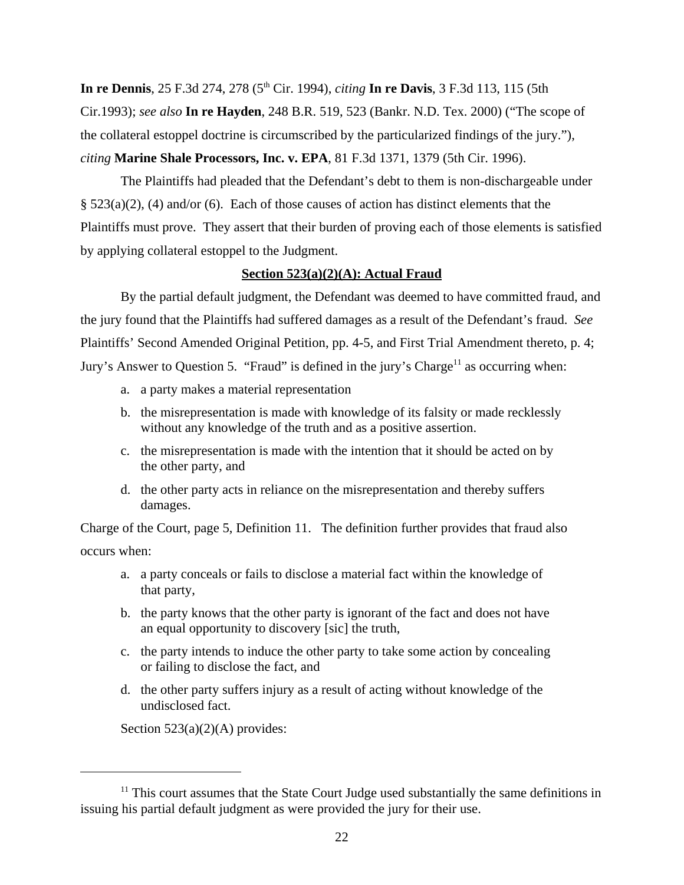**In re Dennis**, 25 F.3d 274, 278 (5th Cir. 1994), *citing* **In re Davis**, 3 F.3d 113, 115 (5th Cir.1993); *see also* **In re Hayden**, 248 B.R. 519, 523 (Bankr. N.D. Tex. 2000) ("The scope of the collateral estoppel doctrine is circumscribed by the particularized findings of the jury."), *citing* **Marine Shale Processors, Inc. v. EPA**, 81 F.3d 1371, 1379 (5th Cir. 1996).

The Plaintiffs had pleaded that the Defendant's debt to them is non-dischargeable under § 523(a)(2), (4) and/or (6). Each of those causes of action has distinct elements that the Plaintiffs must prove. They assert that their burden of proving each of those elements is satisfied by applying collateral estoppel to the Judgment.

**Section 523(a)(2)(A): Actual Fraud**

By the partial default judgment, the Defendant was deemed to have committed fraud, and the jury found that the Plaintiffs had suffered damages as a result of the Defendant's fraud. *See* Plaintiffs' Second Amended Original Petition, pp. 4-5, and First Trial Amendment thereto, p. 4; Jury's Answer to Question 5. "Fraud" is defined in the jury's Charge[11] as occurring when:

a. a party makes a material representation

b. the misrepresentation is made with knowledge of its falsity or made recklessly without any knowledge of the truth and as a positive assertion.

c. the misrepresentation is made with the intention that it should be acted on by the other party, and

d. the other party acts in reliance on the misrepresentation and thereby suffers damages.

Charge of the Court, page 5, Definition 11. The definition further provides that fraud also occurs when:

a. a party conceals or fails to disclose a material fact within the knowledge of that party,

b. the party knows that the other party is ignorant of the fact and does not have an equal opportunity to discovery [sic] the truth,

c. the party intends to induce the other party to take some action by concealing or failing to disclose the fact, and

d. the other party suffers injury as a result of acting without knowledge of the undisclosed fact.

Section 523(a)(2)(A) provides:

---

[11] This court assumes that the State Court Judge used substantially the same definitions in issuing his partial default judgment as were provided the jury for their use.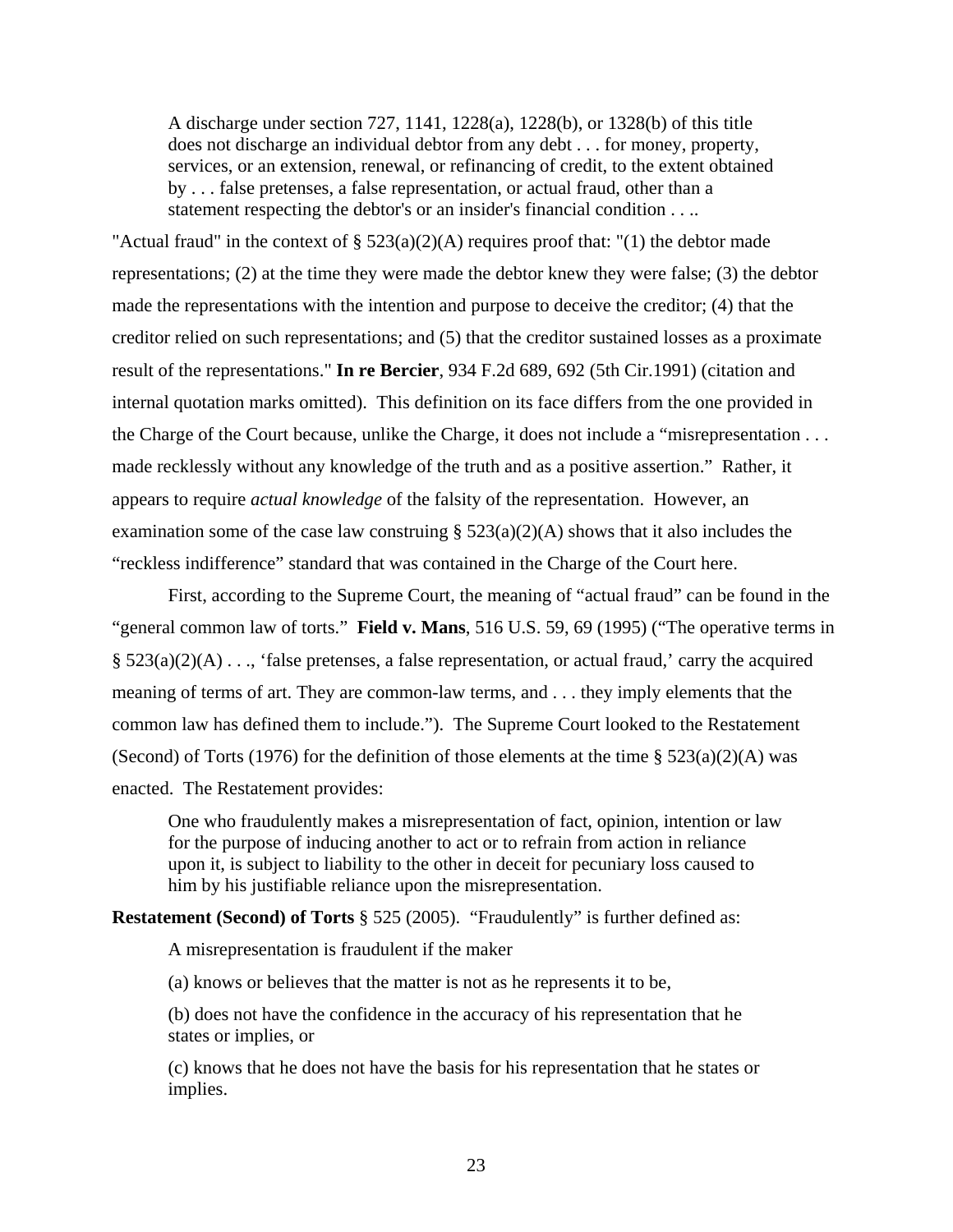> A discharge under section 727, 1141, 1228(a), 1228(b), or 1328(b) of this title does not discharge an individual debtor from any debt . . . for money, property, services, or an extension, renewal, or refinancing of credit, to the extent obtained by . . . false pretenses, a false representation, or actual fraud, other than a statement respecting the debtor's or an insider's financial condition . . ..

"Actual fraud" in the context of § 523(a)(2)(A) requires proof that: "(1) the debtor made representations; (2) at the time they were made the debtor knew they were false; (3) the debtor made the representations with the intention and purpose to deceive the creditor; (4) that the creditor relied on such representations; and (5) that the creditor sustained losses as a proximate result of the representations." **In re Bercier**, 934 F.2d 689, 692 (5th Cir.1991) (citation and internal quotation marks omitted). This definition on its face differs from the one provided in the Charge of the Court because, unlike the Charge, it does not include a "misrepresentation . . . made recklessly without any knowledge of the truth and as a positive assertion." Rather, it appears to require *actual knowledge* of the falsity of the representation. However, an examination some of the case law construing § 523(a)(2)(A) shows that it also includes the "reckless indifference" standard that was contained in the Charge of the Court here.

First, according to the Supreme Court, the meaning of "actual fraud" can be found in the "general common law of torts." **Field v. Mans**, 516 U.S. 59, 69 (1995) ("The operative terms in § 523(a)(2)(A) . . ., 'false pretenses, a false representation, or actual fraud,' carry the acquired meaning of terms of art. They are common-law terms, and . . . they imply elements that the common law has defined them to include."). The Supreme Court looked to the Restatement (Second) of Torts (1976) for the definition of those elements at the time § 523(a)(2)(A) was enacted. The Restatement provides:

> One who fraudulently makes a misrepresentation of fact, opinion, intention or law for the purpose of inducing another to act or to refrain from action in reliance upon it, is subject to liability to the other in deceit for pecuniary loss caused to him by his justifiable reliance upon the misrepresentation.

**Restatement (Second) of Torts** § 525 (2005). "Fraudulently" is further defined as:

> A misrepresentation is fraudulent if the maker
>
> (a) knows or believes that the matter is not as he represents it to be,
>
> (b) does not have the confidence in the accuracy of his representation that he states or implies, or
>
> (c) knows that he does not have the basis for his representation that he states or implies.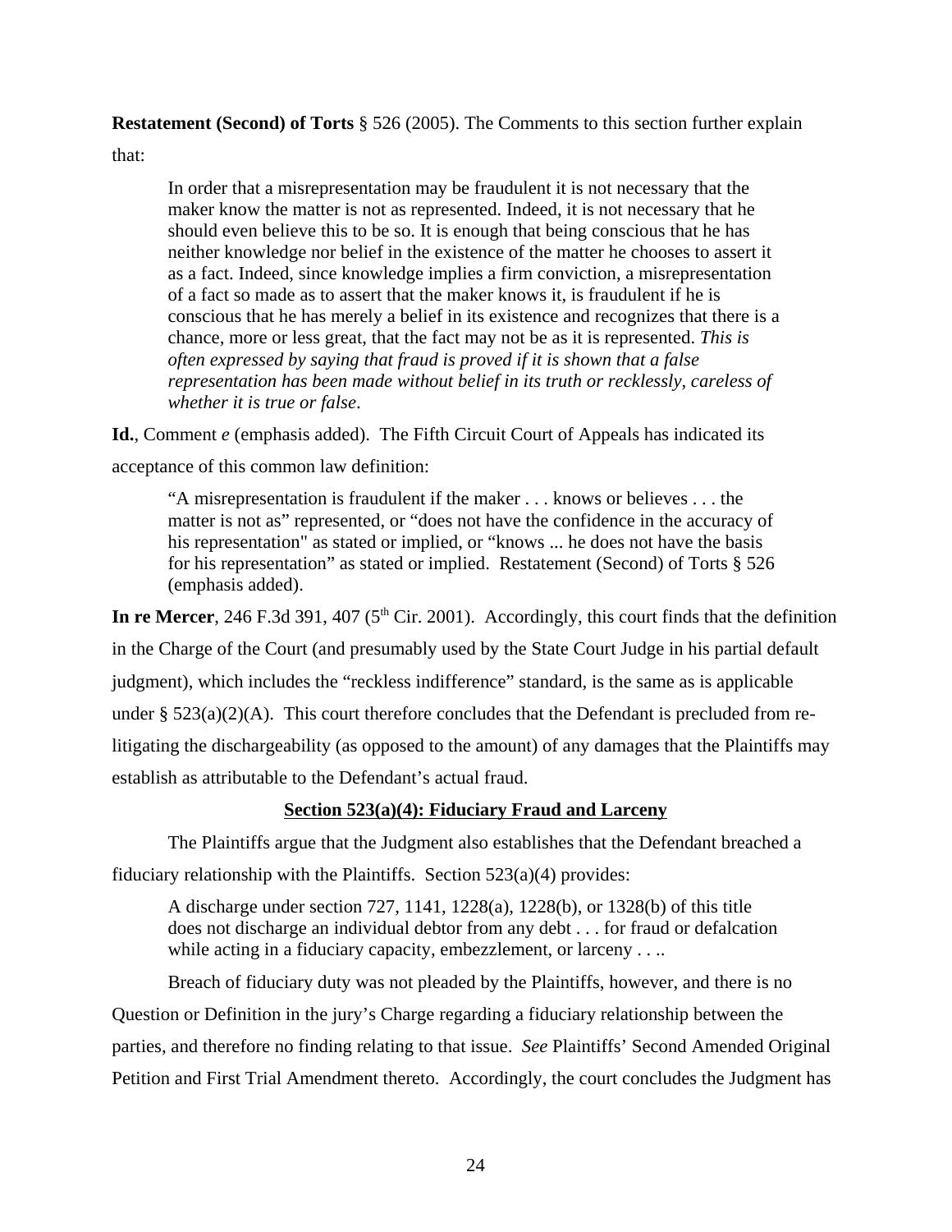**Restatement (Second) of Torts** § 526 (2005). The Comments to this section further explain that:

> In order that a misrepresentation may be fraudulent it is not necessary that the maker know the matter is not as represented. Indeed, it is not necessary that he should even believe this to be so. It is enough that being conscious that he has neither knowledge nor belief in the existence of the matter he chooses to assert it as a fact. Indeed, since knowledge implies a firm conviction, a misrepresentation of a fact so made as to assert that the maker knows it, is fraudulent if he is conscious that he has merely a belief in its existence and recognizes that there is a chance, more or less great, that the fact may not be as it is represented. *This is often expressed by saying that fraud is proved if it is shown that a false representation has been made without belief in its truth or recklessly, careless of whether it is true or false*.

**Id.**, Comment *e* (emphasis added). The Fifth Circuit Court of Appeals has indicated its acceptance of this common law definition:

> "A misrepresentation is fraudulent if the maker . . . knows or believes . . . the matter is not as" represented, or "does not have the confidence in the accuracy of his representation" as stated or implied, or "knows ... he does not have the basis for his representation" as stated or implied. Restatement (Second) of Torts § 526 (emphasis added).

**In re Mercer**, 246 F.3d 391, 407 (5th Cir. 2001). Accordingly, this court finds that the definition in the Charge of the Court (and presumably used by the State Court Judge in his partial default judgment), which includes the "reckless indifference" standard, is the same as is applicable under § 523(a)(2)(A). This court therefore concludes that the Defendant is precluded from re-litigating the dischargeability (as opposed to the amount) of any damages that the Plaintiffs may establish as attributable to the Defendant's actual fraud.

## Section 523(a)(4): Fiduciary Fraud and Larceny

The Plaintiffs argue that the Judgment also establishes that the Defendant breached a fiduciary relationship with the Plaintiffs. Section 523(a)(4) provides:

> A discharge under section 727, 1141, 1228(a), 1228(b), or 1328(b) of this title does not discharge an individual debtor from any debt . . . for fraud or defalcation while acting in a fiduciary capacity, embezzlement, or larceny . . ..

Breach of fiduciary duty was not pleaded by the Plaintiffs, however, and there is no Question or Definition in the jury's Charge regarding a fiduciary relationship between the parties, and therefore no finding relating to that issue. *See* Plaintiffs' Second Amended Original Petition and First Trial Amendment thereto. Accordingly, the court concludes the Judgment has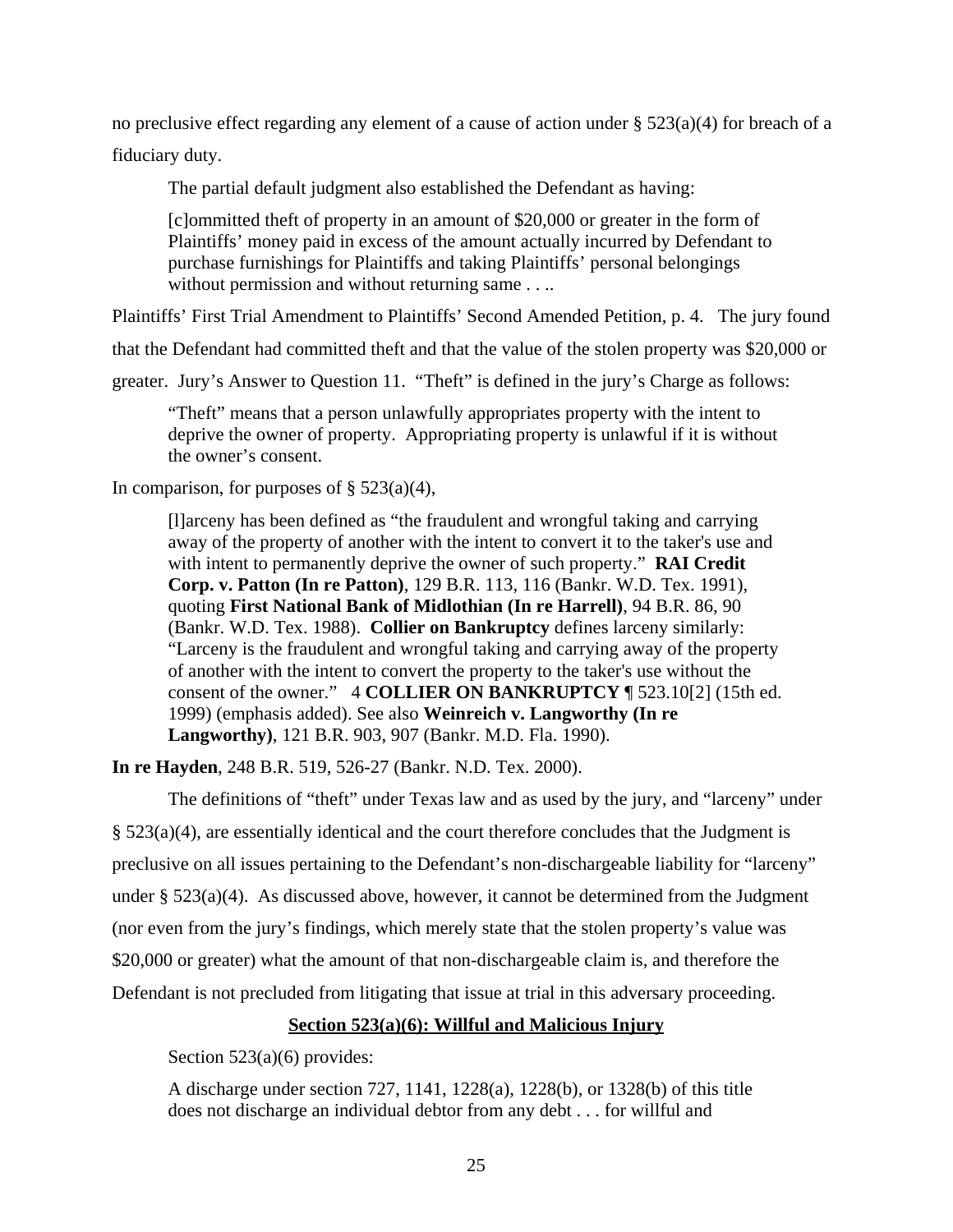no preclusive effect regarding any element of a cause of action under § 523(a)(4) for breach of a fiduciary duty.

The partial default judgment also established the Defendant as having:

> [c]ommitted theft of property in an amount of $20,000 or greater in the form of Plaintiffs' money paid in excess of the amount actually incurred by Defendant to purchase furnishings for Plaintiffs and taking Plaintiffs' personal belongings without permission and without returning same . . ..

Plaintiffs' First Trial Amendment to Plaintiffs' Second Amended Petition, p. 4. The jury found that the Defendant had committed theft and that the value of the stolen property was $20,000 or greater. Jury's Answer to Question 11. "Theft" is defined in the jury's Charge as follows:

> "Theft" means that a person unlawfully appropriates property with the intent to deprive the owner of property. Appropriating property is unlawful if it is without the owner's consent.

In comparison, for purposes of § 523(a)(4),

> [l]arceny has been defined as "the fraudulent and wrongful taking and carrying away of the property of another with the intent to convert it to the taker's use and with intent to permanently deprive the owner of such property." **RAI Credit Corp. v. Patton (In re Patton)**, 129 B.R. 113, 116 (Bankr. W.D. Tex. 1991), quoting **First National Bank of Midlothian (In re Harrell)**, 94 B.R. 86, 90 (Bankr. W.D. Tex. 1988). **Collier on Bankruptcy** defines larceny similarly: "Larceny is the fraudulent and wrongful taking and carrying away of the property of another with the intent to convert the property to the taker's use without the consent of the owner." 4 **COLLIER ON BANKRUPTCY** ¶ 523.10[2] (15th ed. 1999) (emphasis added). See also **Weinreich v. Langworthy (In re Langworthy)**, 121 B.R. 903, 907 (Bankr. M.D. Fla. 1990).

**In re Hayden**, 248 B.R. 519, 526-27 (Bankr. N.D. Tex. 2000).

The definitions of "theft" under Texas law and as used by the jury, and "larceny" under § 523(a)(4), are essentially identical and the court therefore concludes that the Judgment is preclusive on all issues pertaining to the Defendant's non-dischargeable liability for "larceny" under § 523(a)(4). As discussed above, however, it cannot be determined from the Judgment (nor even from the jury's findings, which merely state that the stolen property's value was $20,000 or greater) what the amount of that non-dischargeable claim is, and therefore the Defendant is not precluded from litigating that issue at trial in this adversary proceeding.

## Section 523(a)(6): Willful and Malicious Injury

Section 523(a)(6) provides:

> A discharge under section 727, 1141, 1228(a), 1228(b), or 1328(b) of this title does not discharge an individual debtor from any debt . . . for willful and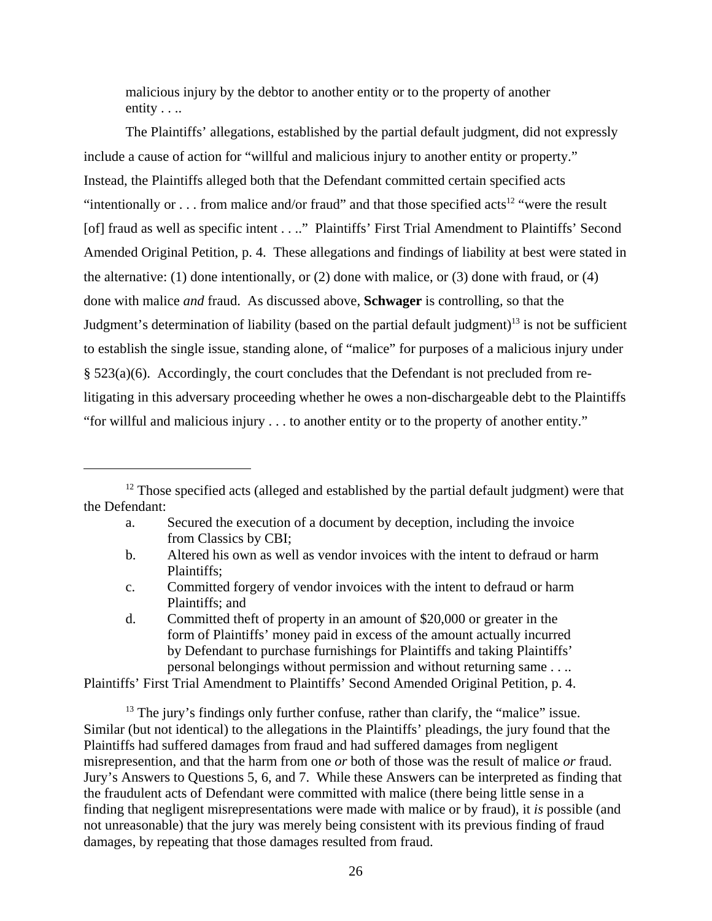> malicious injury by the debtor to another entity or to the property of another entity . . ..

The Plaintiffs' allegations, established by the partial default judgment, did not expressly include a cause of action for "willful and malicious injury to another entity or property." Instead, the Plaintiffs alleged both that the Defendant committed certain specified acts "intentionally or . . . from malice and/or fraud" and that those specified acts[12] "were the result [of] fraud as well as specific intent . . .." Plaintiffs' First Trial Amendment to Plaintiffs' Second Amended Original Petition, p. 4. These allegations and findings of liability at best were stated in the alternative: (1) done intentionally, or (2) done with malice, or (3) done with fraud, or (4) done with malice *and* fraud. As discussed above, **Schwager** is controlling, so that the Judgment's determination of liability (based on the partial default judgment)[13] is not be sufficient to establish the single issue, standing alone, of "malice" for purposes of a malicious injury under § 523(a)(6). Accordingly, the court concludes that the Defendant is not precluded from re-litigating in this adversary proceeding whether he owes a non-dischargeable debt to the Plaintiffs "for willful and malicious injury . . . to another entity or to the property of another entity."

---

[12] Those specified acts (alleged and established by the partial default judgment) were that the Defendant:

> a. Secured the execution of a document by deception, including the invoice from Classics by CBI;
>
> b. Altered his own as well as vendor invoices with the intent to defraud or harm Plaintiffs;
>
> c. Committed forgery of vendor invoices with the intent to defraud or harm Plaintiffs; and
>
> d. Committed theft of property in an amount of $20,000 or greater in the form of Plaintiffs' money paid in excess of the amount actually incurred by Defendant to purchase furnishings for Plaintiffs and taking Plaintiffs' personal belongings without permission and without returning same . . ..

Plaintiffs' First Trial Amendment to Plaintiffs' Second Amended Original Petition, p. 4.

[13] The jury's findings only further confuse, rather than clarify, the "malice" issue. Similar (but not identical) to the allegations in the Plaintiffs' pleadings, the jury found that the Plaintiffs had suffered damages from fraud and had suffered damages from negligent misrepresention, and that the harm from one *or* both of those was the result of malice *or* fraud. Jury's Answers to Questions 5, 6, and 7. While these Answers can be interpreted as finding that the fraudulent acts of Defendant were committed with malice (there being little sense in a finding that negligent misrepresentations were made with malice or by fraud), it *is* possible (and not unreasonable) that the jury was merely being consistent with its previous finding of fraud damages, by repeating that those damages resulted from fraud.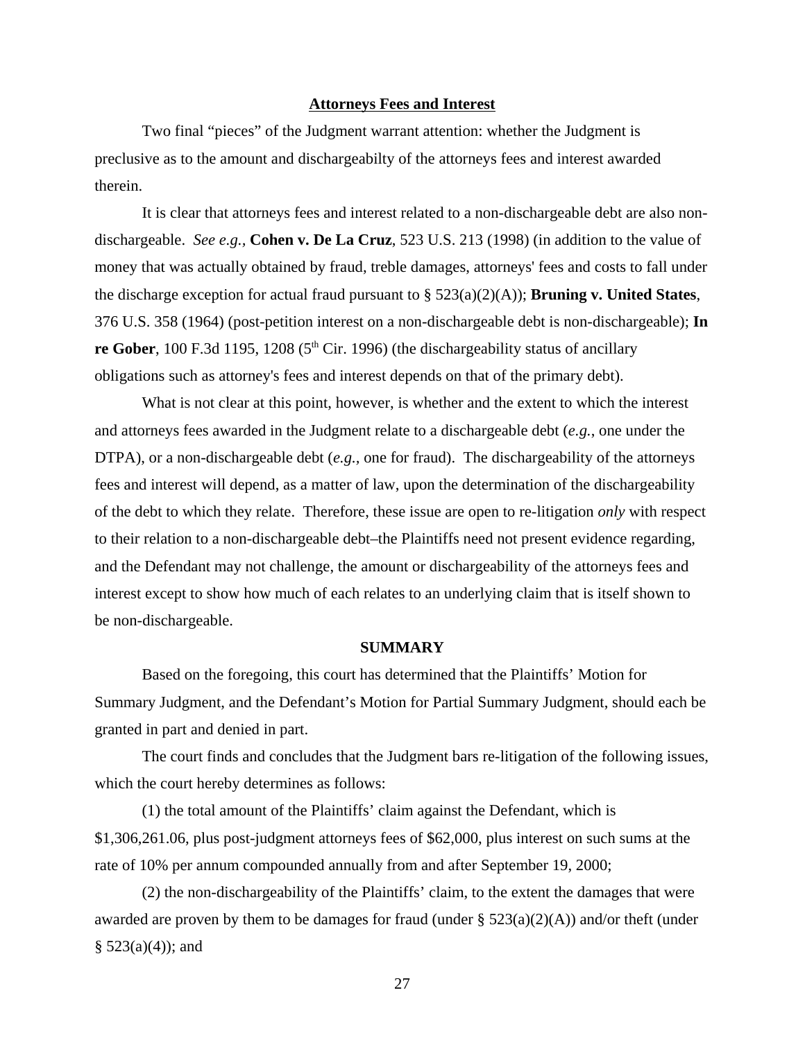## Attorneys Fees and Interest

Two final "pieces" of the Judgment warrant attention: whether the Judgment is preclusive as to the amount and dischargeabilty of the attorneys fees and interest awarded therein.

It is clear that attorneys fees and interest related to a non-dischargeable debt are also non-dischargeable. *See e.g.,* **Cohen v. De La Cruz**, 523 U.S. 213 (1998) (in addition to the value of money that was actually obtained by fraud, treble damages, attorneys' fees and costs to fall under the discharge exception for actual fraud pursuant to § 523(a)(2)(A)); **Bruning v. United States**, 376 U.S. 358 (1964) (post-petition interest on a non-dischargeable debt is non-dischargeable); **In re Gober**, 100 F.3d 1195, 1208 (5th Cir. 1996) (the dischargeability status of ancillary obligations such as attorney's fees and interest depends on that of the primary debt).

What is not clear at this point, however, is whether and the extent to which the interest and attorneys fees awarded in the Judgment relate to a dischargeable debt (*e.g.,* one under the DTPA), or a non-dischargeable debt (*e.g.,* one for fraud). The dischargeability of the attorneys fees and interest will depend, as a matter of law, upon the determination of the dischargeability of the debt to which they relate. Therefore, these issue are open to re-litigation *only* with respect to their relation to a non-dischargeable debt–the Plaintiffs need not present evidence regarding, and the Defendant may not challenge, the amount or dischargeability of the attorneys fees and interest except to show how much of each relates to an underlying claim that is itself shown to be non-dischargeable.

## SUMMARY

Based on the foregoing, this court has determined that the Plaintiffs' Motion for Summary Judgment, and the Defendant's Motion for Partial Summary Judgment, should each be granted in part and denied in part.

The court finds and concludes that the Judgment bars re-litigation of the following issues, which the court hereby determines as follows:

(1) the total amount of the Plaintiffs' claim against the Defendant, which is $1,306,261.06, plus post-judgment attorneys fees of $62,000, plus interest on such sums at the rate of 10% per annum compounded annually from and after September 19, 2000;

(2) the non-dischargeability of the Plaintiffs' claim, to the extent the damages that were awarded are proven by them to be damages for fraud (under § 523(a)(2)(A)) and/or theft (under § 523(a)(4)); and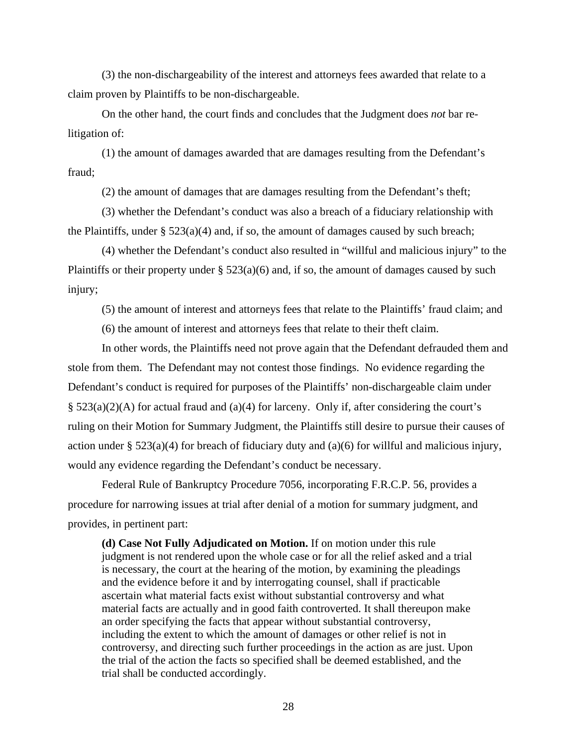(3) the non-dischargeability of the interest and attorneys fees awarded that relate to a claim proven by Plaintiffs to be non-dischargeable.

On the other hand, the court finds and concludes that the Judgment does *not* bar re-litigation of:

(1) the amount of damages awarded that are damages resulting from the Defendant's fraud;

(2) the amount of damages that are damages resulting from the Defendant's theft;

(3) whether the Defendant's conduct was also a breach of a fiduciary relationship with the Plaintiffs, under § 523(a)(4) and, if so, the amount of damages caused by such breach;

(4) whether the Defendant's conduct also resulted in "willful and malicious injury" to the Plaintiffs or their property under § 523(a)(6) and, if so, the amount of damages caused by such injury;

(5) the amount of interest and attorneys fees that relate to the Plaintiffs' fraud claim; and

(6) the amount of interest and attorneys fees that relate to their theft claim.

In other words, the Plaintiffs need not prove again that the Defendant defrauded them and stole from them. The Defendant may not contest those findings. No evidence regarding the Defendant's conduct is required for purposes of the Plaintiffs' non-dischargeable claim under § 523(a)(2)(A) for actual fraud and (a)(4) for larceny. Only if, after considering the court's ruling on their Motion for Summary Judgment, the Plaintiffs still desire to pursue their causes of action under § 523(a)(4) for breach of fiduciary duty and (a)(6) for willful and malicious injury, would any evidence regarding the Defendant's conduct be necessary.

Federal Rule of Bankruptcy Procedure 7056, incorporating F.R.C.P. 56, provides a procedure for narrowing issues at trial after denial of a motion for summary judgment, and provides, in pertinent part:

> **(d) Case Not Fully Adjudicated on Motion.** If on motion under this rule judgment is not rendered upon the whole case or for all the relief asked and a trial is necessary, the court at the hearing of the motion, by examining the pleadings and the evidence before it and by interrogating counsel, shall if practicable ascertain what material facts exist without substantial controversy and what material facts are actually and in good faith controverted. It shall thereupon make an order specifying the facts that appear without substantial controversy, including the extent to which the amount of damages or other relief is not in controversy, and directing such further proceedings in the action as are just. Upon the trial of the action the facts so specified shall be deemed established, and the trial shall be conducted accordingly.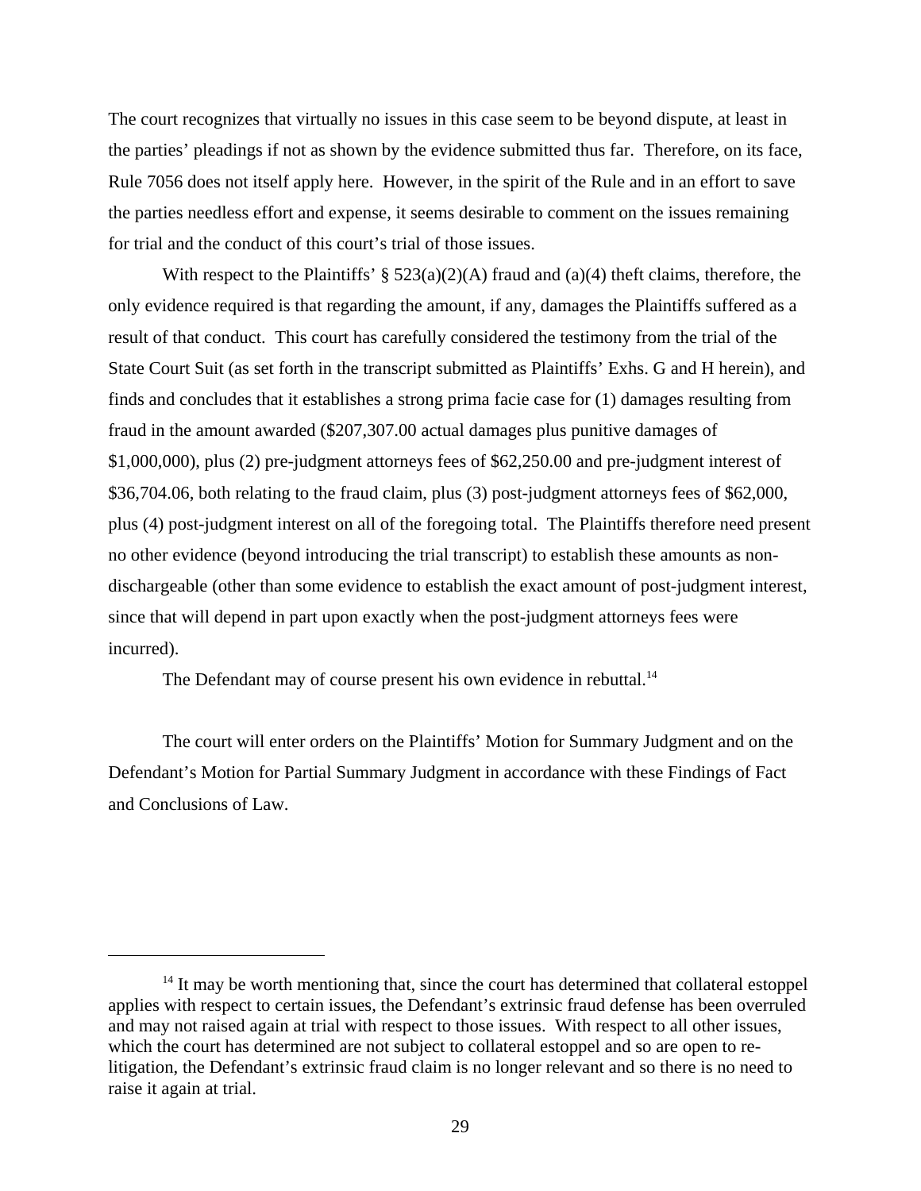The court recognizes that virtually no issues in this case seem to be beyond dispute, at least in the parties' pleadings if not as shown by the evidence submitted thus far. Therefore, on its face, Rule 7056 does not itself apply here. However, in the spirit of the Rule and in an effort to save the parties needless effort and expense, it seems desirable to comment on the issues remaining for trial and the conduct of this court's trial of those issues.

With respect to the Plaintiffs' § 523(a)(2)(A) fraud and (a)(4) theft claims, therefore, the only evidence required is that regarding the amount, if any, damages the Plaintiffs suffered as a result of that conduct. This court has carefully considered the testimony from the trial of the State Court Suit (as set forth in the transcript submitted as Plaintiffs' Exhs. G and H herein), and finds and concludes that it establishes a strong prima facie case for (1) damages resulting from fraud in the amount awarded ($207,307.00 actual damages plus punitive damages of $1,000,000), plus (2) pre-judgment attorneys fees of $62,250.00 and pre-judgment interest of $36,704.06, both relating to the fraud claim, plus (3) post-judgment attorneys fees of $62,000, plus (4) post-judgment interest on all of the foregoing total. The Plaintiffs therefore need present no other evidence (beyond introducing the trial transcript) to establish these amounts as non-dischargeable (other than some evidence to establish the exact amount of post-judgment interest, since that will depend in part upon exactly when the post-judgment attorneys fees were incurred).

The Defendant may of course present his own evidence in rebuttal.[14]

The court will enter orders on the Plaintiffs' Motion for Summary Judgment and on the Defendant's Motion for Partial Summary Judgment in accordance with these Findings of Fact and Conclusions of Law.

---

[14] It may be worth mentioning that, since the court has determined that collateral estoppel applies with respect to certain issues, the Defendant's extrinsic fraud defense has been overruled and may not raised again at trial with respect to those issues. With respect to all other issues, which the court has determined are not subject to collateral estoppel and so are open to re-litigation, the Defendant's extrinsic fraud claim is no longer relevant and so there is no need to raise it again at trial.